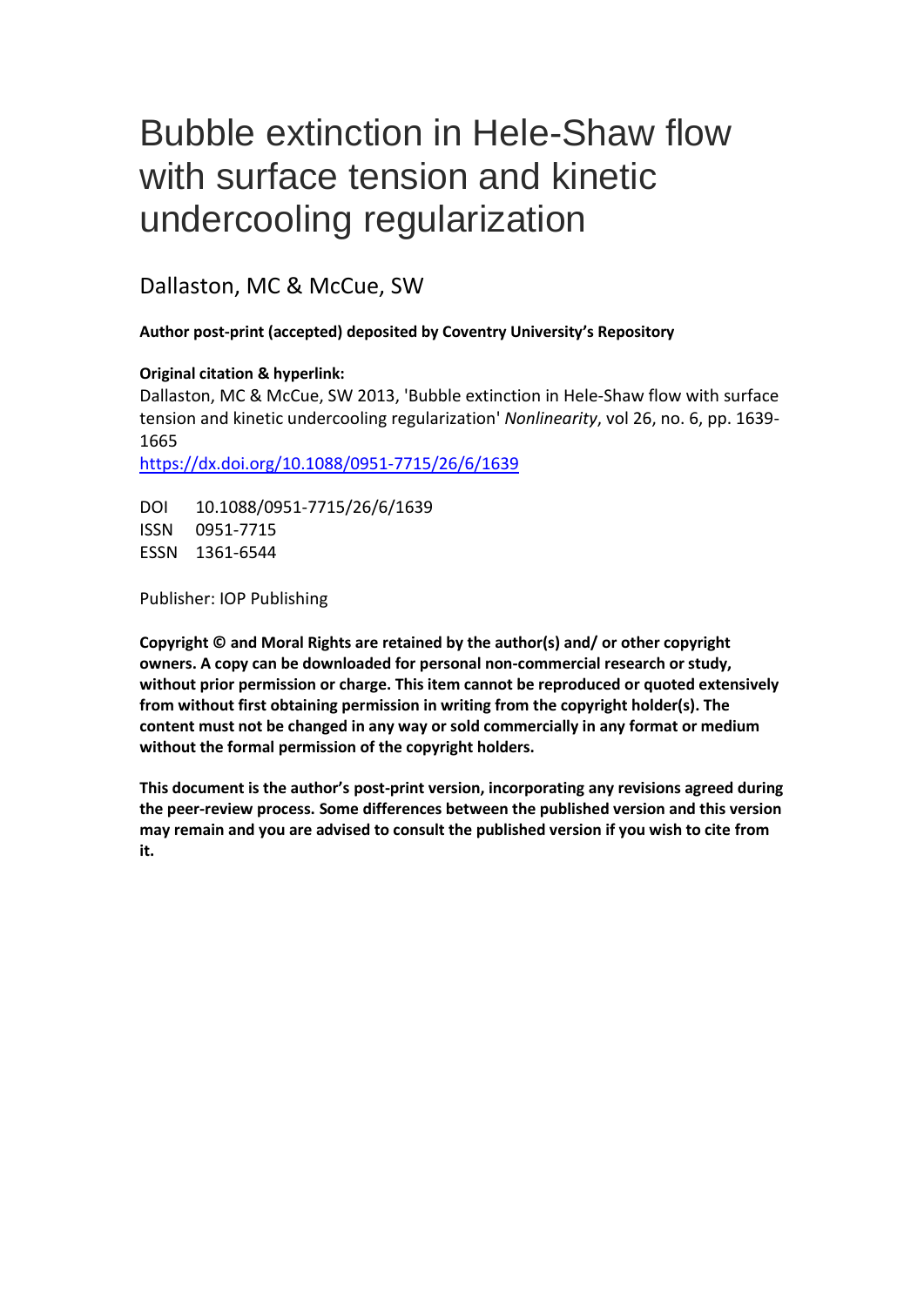# Bubble extinction in Hele-Shaw flow with surface tension and kinetic undercooling regularization

Dallaston, MC & McCue, SW

**Author post-print (accepted) deposited by Coventry University's Repository**

**Original citation & hyperlink:**

Dallaston, MC & McCue, SW 2013, 'Bubble extinction in Hele-Shaw flow with surface tension and kinetic undercooling regularization' *Nonlinearity*, vol 26, no. 6, pp. 1639-1665

https://dx.doi.org/10.1088/0951-7715/26/6/1639

DOI 10.1088/0951-7715/26/6/1639
ISSN 0951-7715
ESSN 1361-6544

Publisher: IOP Publishing

**Copyright © and Moral Rights are retained by the author(s) and/ or other copyright owners. A copy can be downloaded for personal non-commercial research or study, without prior permission or charge. This item cannot be reproduced or quoted extensively from without first obtaining permission in writing from the copyright holder(s). The content must not be changed in any way or sold commercially in any format or medium without the formal permission of the copyright holders.**

**This document is the author's post-print version, incorporating any revisions agreed during the peer-review process. Some differences between the published version and this version may remain and you are advised to consult the published version if you wish to cite from it.**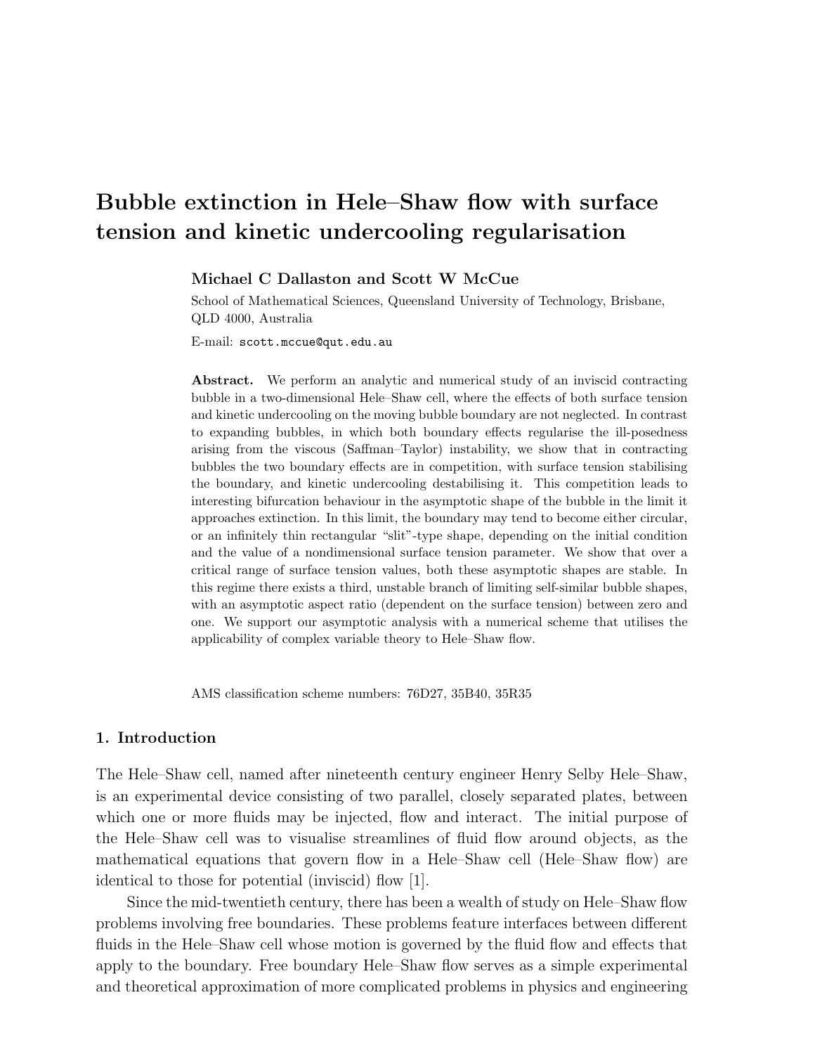# Bubble extinction in Hele–Shaw flow with surface tension and kinetic undercooling regularisation

**Michael C Dallaston and Scott W McCue**

School of Mathematical Sciences, Queensland University of Technology, Brisbane, QLD 4000, Australia

E-mail: scott.mccue@qut.edu.au

**Abstract.** We perform an analytic and numerical study of an inviscid contracting bubble in a two-dimensional Hele–Shaw cell, where the effects of both surface tension and kinetic undercooling on the moving bubble boundary are not neglected. In contrast to expanding bubbles, in which both boundary effects regularise the ill-posedness arising from the viscous (Saffman–Taylor) instability, we show that in contracting bubbles the two boundary effects are in competition, with surface tension stabilising the boundary, and kinetic undercooling destabilising it. This competition leads to interesting bifurcation behaviour in the asymptotic shape of the bubble in the limit it approaches extinction. In this limit, the boundary may tend to become either circular, or an infinitely thin rectangular "slit"-type shape, depending on the initial condition and the value of a nondimensional surface tension parameter. We show that over a critical range of surface tension values, both these asymptotic shapes are stable. In this regime there exists a third, unstable branch of limiting self-similar bubble shapes, with an asymptotic aspect ratio (dependent on the surface tension) between zero and one. We support our asymptotic analysis with a numerical scheme that utilises the applicability of complex variable theory to Hele–Shaw flow.

AMS classification scheme numbers: 76D27, 35B40, 35R35

## 1. Introduction

The Hele–Shaw cell, named after nineteenth century engineer Henry Selby Hele–Shaw, is an experimental device consisting of two parallel, closely separated plates, between which one or more fluids may be injected, flow and interact. The initial purpose of the Hele–Shaw cell was to visualise streamlines of fluid flow around objects, as the mathematical equations that govern flow in a Hele–Shaw cell (Hele–Shaw flow) are identical to those for potential (inviscid) flow [1].

Since the mid-twentieth century, there has been a wealth of study on Hele–Shaw flow problems involving free boundaries. These problems feature interfaces between different fluids in the Hele–Shaw cell whose motion is governed by the fluid flow and effects that apply to the boundary. Free boundary Hele–Shaw flow serves as a simple experimental and theoretical approximation of more complicated problems in physics and engineering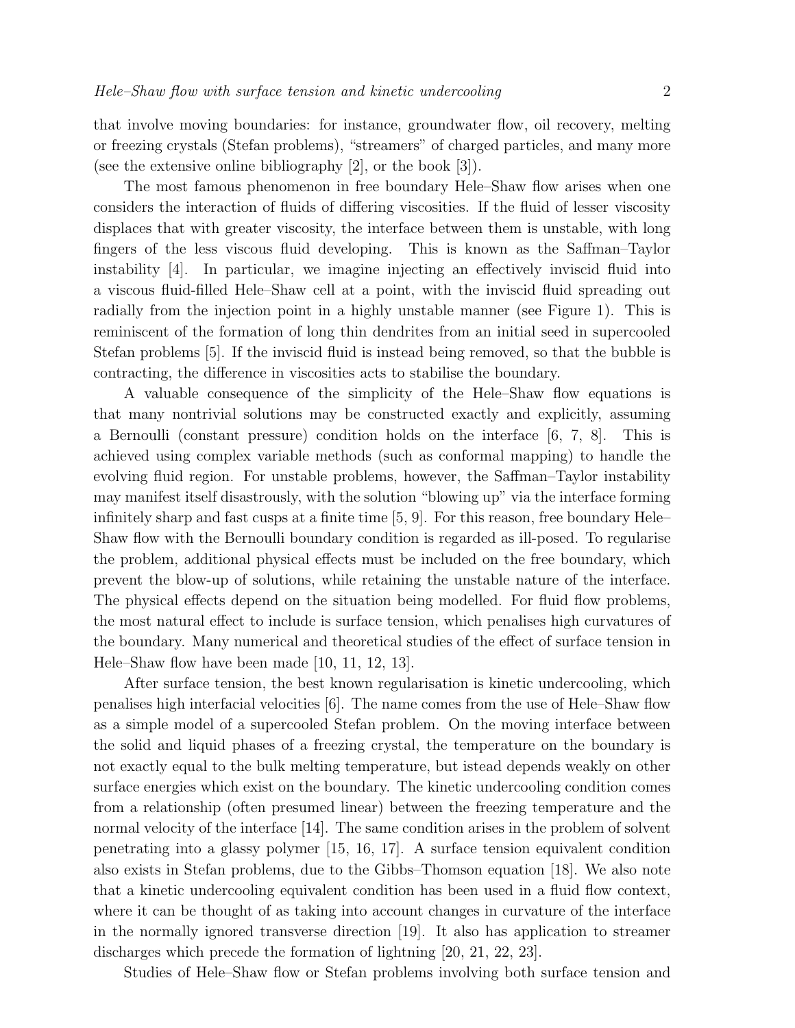that involve moving boundaries: for instance, groundwater flow, oil recovery, melting or freezing crystals (Stefan problems), "streamers" of charged particles, and many more (see the extensive online bibliography [2], or the book [3]).

The most famous phenomenon in free boundary Hele–Shaw flow arises when one considers the interaction of fluids of differing viscosities. If the fluid of lesser viscosity displaces that with greater viscosity, the interface between them is unstable, with long fingers of the less viscous fluid developing. This is known as the Saffman–Taylor instability [4]. In particular, we imagine injecting an effectively inviscid fluid into a viscous fluid-filled Hele–Shaw cell at a point, with the inviscid fluid spreading out radially from the injection point in a highly unstable manner (see Figure 1). This is reminiscent of the formation of long thin dendrites from an initial seed in supercooled Stefan problems [5]. If the inviscid fluid is instead being removed, so that the bubble is contracting, the difference in viscosities acts to stabilise the boundary.

A valuable consequence of the simplicity of the Hele–Shaw flow equations is that many nontrivial solutions may be constructed exactly and explicitly, assuming a Bernoulli (constant pressure) condition holds on the interface [6, 7, 8]. This is achieved using complex variable methods (such as conformal mapping) to handle the evolving fluid region. For unstable problems, however, the Saffman–Taylor instability may manifest itself disastrously, with the solution "blowing up" via the interface forming infinitely sharp and fast cusps at a finite time [5, 9]. For this reason, free boundary Hele–Shaw flow with the Bernoulli boundary condition is regarded as ill-posed. To regularise the problem, additional physical effects must be included on the free boundary, which prevent the blow-up of solutions, while retaining the unstable nature of the interface. The physical effects depend on the situation being modelled. For fluid flow problems, the most natural effect to include is surface tension, which penalises high curvatures of the boundary. Many numerical and theoretical studies of the effect of surface tension in Hele–Shaw flow have been made [10, 11, 12, 13].

After surface tension, the best known regularisation is kinetic undercooling, which penalises high interfacial velocities [6]. The name comes from the use of Hele–Shaw flow as a simple model of a supercooled Stefan problem. On the moving interface between the solid and liquid phases of a freezing crystal, the temperature on the boundary is not exactly equal to the bulk melting temperature, but istead depends weakly on other surface energies which exist on the boundary. The kinetic undercooling condition comes from a relationship (often presumed linear) between the freezing temperature and the normal velocity of the interface [14]. The same condition arises in the problem of solvent penetrating into a glassy polymer [15, 16, 17]. A surface tension equivalent condition also exists in Stefan problems, due to the Gibbs–Thomson equation [18]. We also note that a kinetic undercooling equivalent condition has been used in a fluid flow context, where it can be thought of as taking into account changes in curvature of the interface in the normally ignored transverse direction [19]. It also has application to streamer discharges which precede the formation of lightning [20, 21, 22, 23].

Studies of Hele–Shaw flow or Stefan problems involving both surface tension and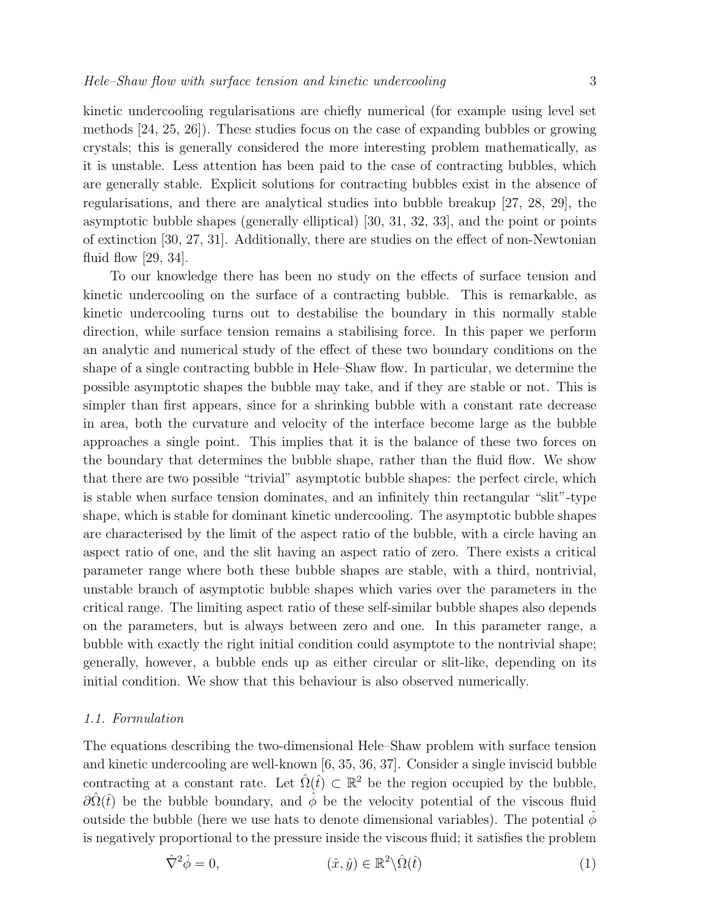kinetic undercooling regularisations are chiefly numerical (for example using level set methods [24, 25, 26]). These studies focus on the case of expanding bubbles or growing crystals; this is generally considered the more interesting problem mathematically, as it is unstable. Less attention has been paid to the case of contracting bubbles, which are generally stable. Explicit solutions for contracting bubbles exist in the absence of regularisations, and there are analytical studies into bubble breakup [27, 28, 29], the asymptotic bubble shapes (generally elliptical) [30, 31, 32, 33], and the point or points of extinction [30, 27, 31]. Additionally, there are studies on the effect of non-Newtonian fluid flow [29, 34].

To our knowledge there has been no study on the effects of surface tension and kinetic undercooling on the surface of a contracting bubble. This is remarkable, as kinetic undercooling turns out to destabilise the boundary in this normally stable direction, while surface tension remains a stabilising force. In this paper we perform an analytic and numerical study of the effect of these two boundary conditions on the shape of a single contracting bubble in Hele–Shaw flow. In particular, we determine the possible asymptotic shapes the bubble may take, and if they are stable or not. This is simpler than first appears, since for a shrinking bubble with a constant rate decrease in area, both the curvature and velocity of the interface become large as the bubble approaches a single point. This implies that it is the balance of these two forces on the boundary that determines the bubble shape, rather than the fluid flow. We show that there are two possible "trivial" asymptotic bubble shapes: the perfect circle, which is stable when surface tension dominates, and an infinitely thin rectangular "slit"-type shape, which is stable for dominant kinetic undercooling. The asymptotic bubble shapes are characterised by the limit of the aspect ratio of the bubble, with a circle having an aspect ratio of one, and the slit having an aspect ratio of zero. There exists a critical parameter range where both these bubble shapes are stable, with a third, nontrivial, unstable branch of asymptotic bubble shapes which varies over the parameters in the critical range. The limiting aspect ratio of these self-similar bubble shapes also depends on the parameters, but is always between zero and one. In this parameter range, a bubble with exactly the right initial condition could asymptote to the nontrivial shape; generally, however, a bubble ends up as either circular or slit-like, depending on its initial condition. We show that this behaviour is also observed numerically.

### 1.1. Formulation

The equations describing the two-dimensional Hele–Shaw problem with surface tension and kinetic undercooling are well-known [6, 35, 36, 37]. Consider a single inviscid bubble contracting at a constant rate. Let $\hat{\Omega}(\hat{t}) \subset \mathbb{R}^2$ be the region occupied by the bubble, $\partial\hat{\Omega}(\hat{t})$ be the bubble boundary, and $\hat{\phi}$ be the velocity potential of the viscous fluid outside the bubble (here we use hats to denote dimensional variables). The potential $\hat{\phi}$ is negatively proportional to the pressure inside the viscous fluid; it satisfies the problem

$$\hat{\nabla}^2\hat{\phi} = 0, \qquad (\hat{x}, \hat{y}) \in \mathbb{R}^2 \backslash \hat{\Omega}(\hat{t}) \tag{1}$$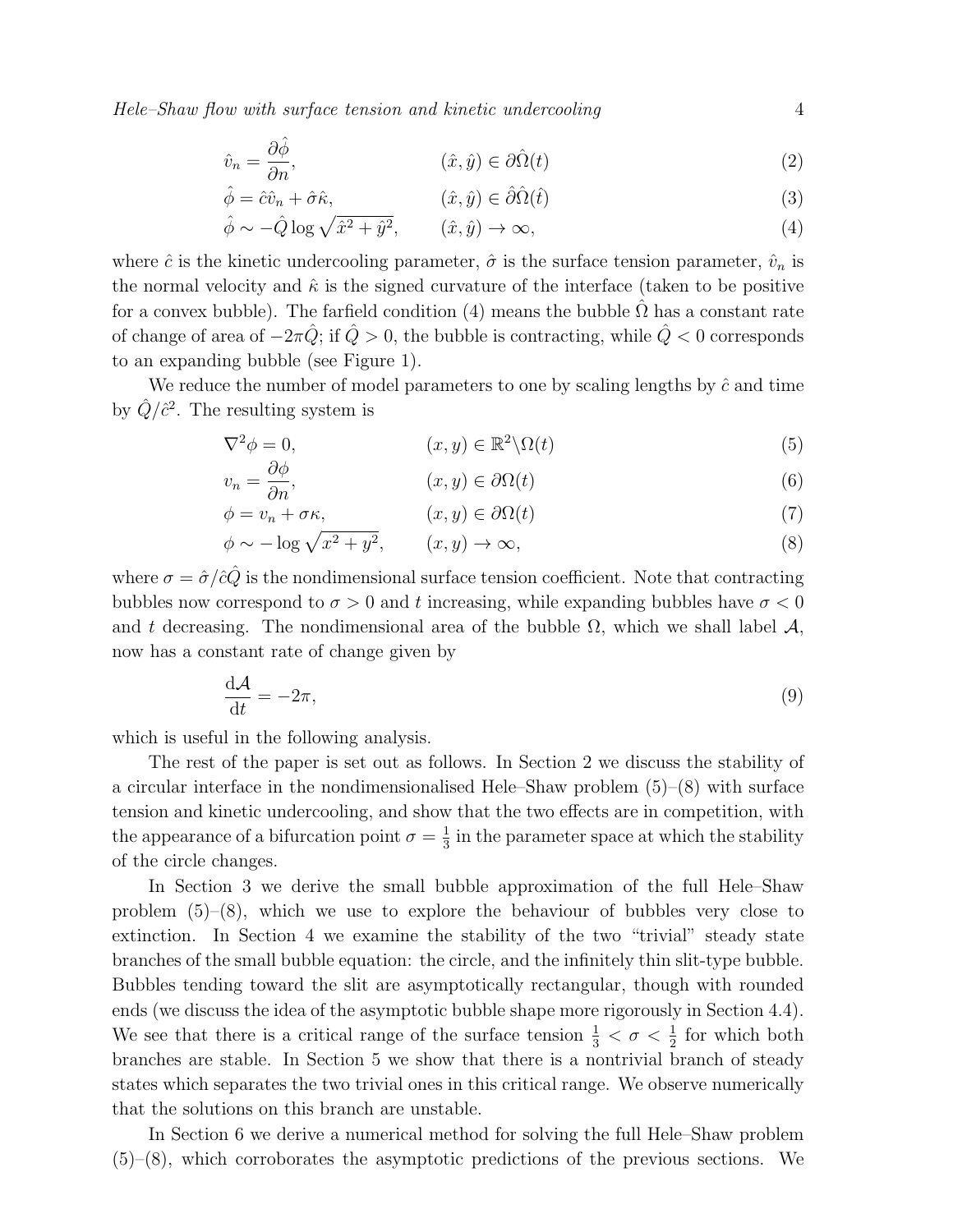$$\hat{v}_n = \frac{\partial \hat{\phi}}{\partial n}, \qquad (\hat{x}, \hat{y}) \in \partial\hat{\Omega}(t) \tag{2}$$

$$\hat{\phi} = \hat{c}\hat{v}_n + \hat{\sigma}\hat{\kappa}, \qquad (\hat{x}, \hat{y}) \in \hat{\partial}\hat{\Omega}(\hat{t}) \tag{3}$$

$$\hat{\phi} \sim -\hat{Q} \log \sqrt{\hat{x}^2 + \hat{y}^2}, \qquad (\hat{x}, \hat{y}) \to \infty, \tag{4}$$

where $\hat{c}$ is the kinetic undercooling parameter, $\hat{\sigma}$ is the surface tension parameter, $\hat{v}_n$ is the normal velocity and $\hat{\kappa}$ is the signed curvature of the interface (taken to be positive for a convex bubble). The farfield condition (4) means the bubble $\hat{\Omega}$ has a constant rate of change of area of $-2\pi\hat{Q}$; if $\hat{Q} > 0$, the bubble is contracting, while $\hat{Q} < 0$ corresponds to an expanding bubble (see Figure 1).

We reduce the number of model parameters to one by scaling lengths by $\hat{c}$ and time by $\hat{Q}/\hat{c}^2$. The resulting system is

$$\nabla^2 \phi = 0, \qquad (x, y) \in \mathbb{R}^2 \backslash \Omega(t) \tag{5}$$

$$v_n = \frac{\partial \phi}{\partial n}, \qquad (x, y) \in \partial\Omega(t) \tag{6}$$

$$\phi = v_n + \sigma\kappa, \qquad (x, y) \in \partial\Omega(t) \tag{7}$$

$$\phi \sim -\log \sqrt{x^2 + y^2}, \qquad (x, y) \to \infty, \tag{8}$$

where $\sigma = \hat{\sigma}/\hat{c}\hat{Q}$ is the nondimensional surface tension coefficient. Note that contracting bubbles now correspond to $\sigma > 0$ and $t$ increasing, while expanding bubbles have $\sigma < 0$ and $t$ decreasing. The nondimensional area of the bubble $\Omega$, which we shall label $\mathcal{A}$, now has a constant rate of change given by

$$\frac{\mathrm{d}\mathcal{A}}{\mathrm{d}t} = -2\pi, \tag{9}$$

which is useful in the following analysis.

The rest of the paper is set out as follows. In Section 2 we discuss the stability of a circular interface in the nondimensionalised Hele–Shaw problem (5)–(8) with surface tension and kinetic undercooling, and show that the two effects are in competition, with the appearance of a bifurcation point $\sigma = \frac{1}{3}$ in the parameter space at which the stability of the circle changes.

In Section 3 we derive the small bubble approximation of the full Hele–Shaw problem (5)–(8), which we use to explore the behaviour of bubbles very close to extinction. In Section 4 we examine the stability of the two "trivial" steady state branches of the small bubble equation: the circle, and the infinitely thin slit-type bubble. Bubbles tending toward the slit are asymptotically rectangular, though with rounded ends (we discuss the idea of the asymptotic bubble shape more rigorously in Section 4.4). We see that there is a critical range of the surface tension $\frac{1}{3} < \sigma < \frac{1}{2}$ for which both branches are stable. In Section 5 we show that there is a nontrivial branch of steady states which separates the two trivial ones in this critical range. We observe numerically that the solutions on this branch are unstable.

In Section 6 we derive a numerical method for solving the full Hele–Shaw problem (5)–(8), which corroborates the asymptotic predictions of the previous sections. We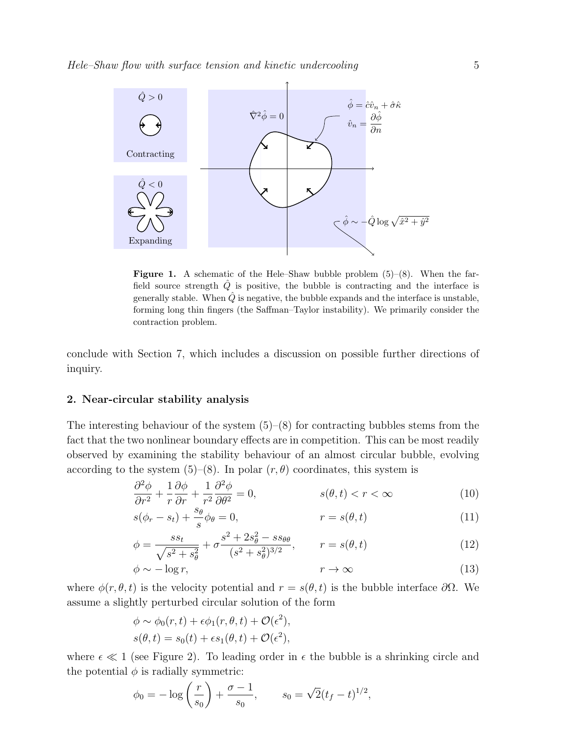**Figure 1.** A schematic of the Hele–Shaw bubble problem (5)–(8). When the far-field source strength $\hat{Q}$ is positive, the bubble is contracting and the interface is generally stable. When $\hat{Q}$ is negative, the bubble expands and the interface is unstable, forming long thin fingers (the Saffman–Taylor instability). We primarily consider the contraction problem.

conclude with Section 7, which includes a discussion on possible further directions of inquiry.

## 2. Near-circular stability analysis

The interesting behaviour of the system (5)–(8) for contracting bubbles stems from the fact that the two nonlinear boundary effects are in competition. This can be most readily observed by examining the stability behaviour of an almost circular bubble, evolving according to the system (5)–(8). In polar $(r, \theta)$ coordinates, this system is

$$\frac{\partial^2 \phi}{\partial r^2} + \frac{1}{r}\frac{\partial \phi}{\partial r} + \frac{1}{r^2}\frac{\partial^2 \phi}{\partial \theta^2} = 0, \qquad s(\theta, t) < r < \infty \tag{10}$$

$$s(\phi_r - s_t) + \frac{s_\theta}{s}\phi_\theta = 0, \qquad r = s(\theta, t) \tag{11}$$

$$\phi = \frac{s s_t}{\sqrt{s^2 + s_\theta^2}} + \sigma \frac{s^2 + 2s_\theta^2 - s s_{\theta\theta}}{(s^2 + s_\theta^2)^{3/2}}, \qquad r = s(\theta, t) \tag{12}$$

$$\phi \sim -\log r, \qquad r \to \infty \tag{13}$$

where $\phi(r, \theta, t)$ is the velocity potential and $r = s(\theta, t)$ is the bubble interface $\partial\Omega$. We assume a slightly perturbed circular solution of the form

$$\phi \sim \phi_0(r, t) + \epsilon \phi_1(r, \theta, t) + \mathcal{O}(\epsilon^2),$$
$$s(\theta, t) = s_0(t) + \epsilon s_1(\theta, t) + \mathcal{O}(\epsilon^2),$$

where $\epsilon \ll 1$ (see Figure 2). To leading order in $\epsilon$ the bubble is a shrinking circle and the potential $\phi$ is radially symmetric:

$$\phi_0 = -\log\left(\frac{r}{s_0}\right) + \frac{\sigma - 1}{s_0}, \qquad s_0 = \sqrt{2}(t_f - t)^{1/2},$$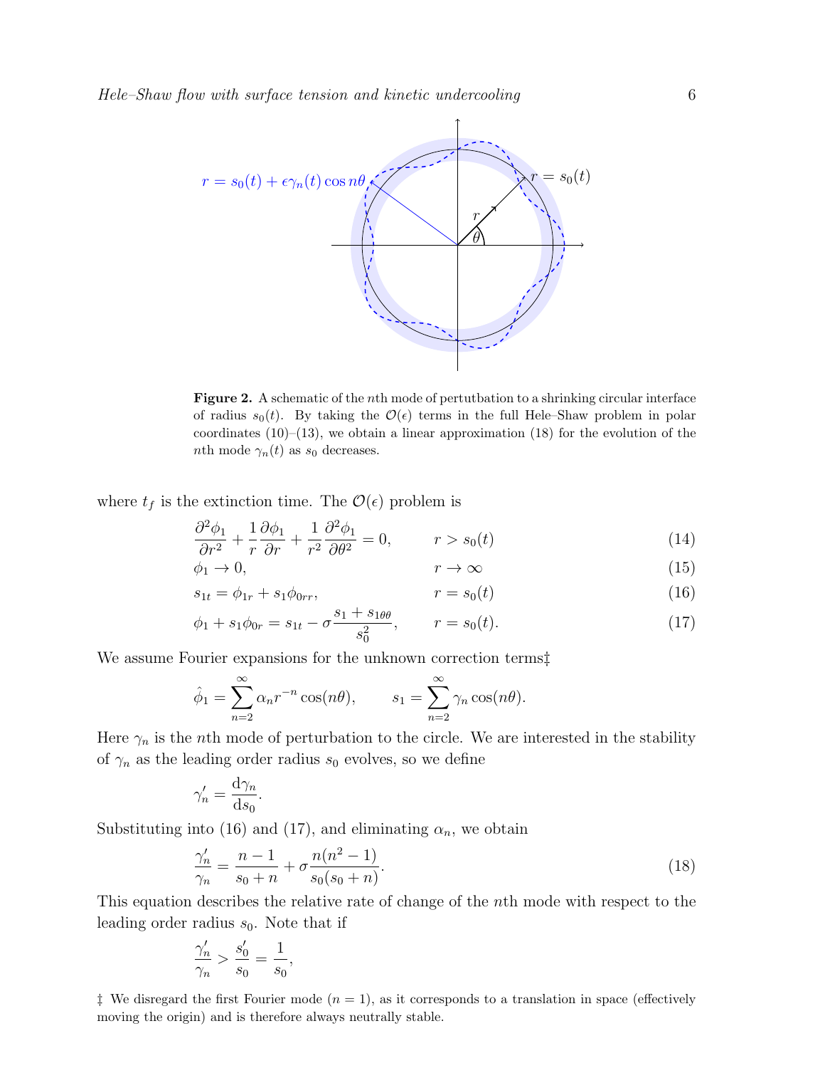**Figure 2.** A schematic of the $n$th mode of pertutbation to a shrinking circular interface of radius $s_0(t)$. By taking the $\mathcal{O}(\epsilon)$ terms in the full Hele–Shaw problem in polar coordinates (10)–(13), we obtain a linear approximation (18) for the evolution of the $n$th mode $\gamma_n(t)$ as $s_0$ decreases.

where $t_f$ is the extinction time. The $\mathcal{O}(\epsilon)$ problem is

$$\frac{\partial^2 \phi_1}{\partial r^2} + \frac{1}{r}\frac{\partial \phi_1}{\partial r} + \frac{1}{r^2}\frac{\partial^2 \phi_1}{\partial \theta^2} = 0, \qquad r > s_0(t) \tag{14}$$

$$\phi_1 \to 0, \qquad r \to \infty \tag{15}$$

$$s_{1t} = \phi_{1r} + s_1 \phi_{0rr}, \qquad r = s_0(t) \tag{16}$$

$$\phi_1 + s_1 \phi_{0r} = s_{1t} - \sigma \frac{s_1 + s_{1\theta\theta}}{s_0^2}, \qquad r = s_0(t). \tag{17}$$

We assume Fourier expansions for the unknown correction terms‡

$$\hat{\phi}_1 = \sum_{n=2}^{\infty} \alpha_n r^{-n} \cos(n\theta), \qquad s_1 = \sum_{n=2}^{\infty} \gamma_n \cos(n\theta).$$

Here $\gamma_n$ is the $n$th mode of perturbation to the circle. We are interested in the stability of $\gamma_n$ as the leading order radius $s_0$ evolves, so we define

$$\gamma_n' = \frac{\mathrm{d}\gamma_n}{\mathrm{d}s_0}.$$

Substituting into (16) and (17), and eliminating $\alpha_n$, we obtain

$$\frac{\gamma_n'}{\gamma_n} = \frac{n-1}{s_0+n} + \sigma \frac{n(n^2-1)}{s_0(s_0+n)}. \tag{18}$$

This equation describes the relative rate of change of the $n$th mode with respect to the leading order radius $s_0$. Note that if

$$\frac{\gamma_n'}{\gamma_n} > \frac{s_0'}{s_0} = \frac{1}{s_0},$$

‡ We disregard the first Fourier mode ($n = 1$), as it corresponds to a translation in space (effectively moving the origin) and is therefore always neutrally stable.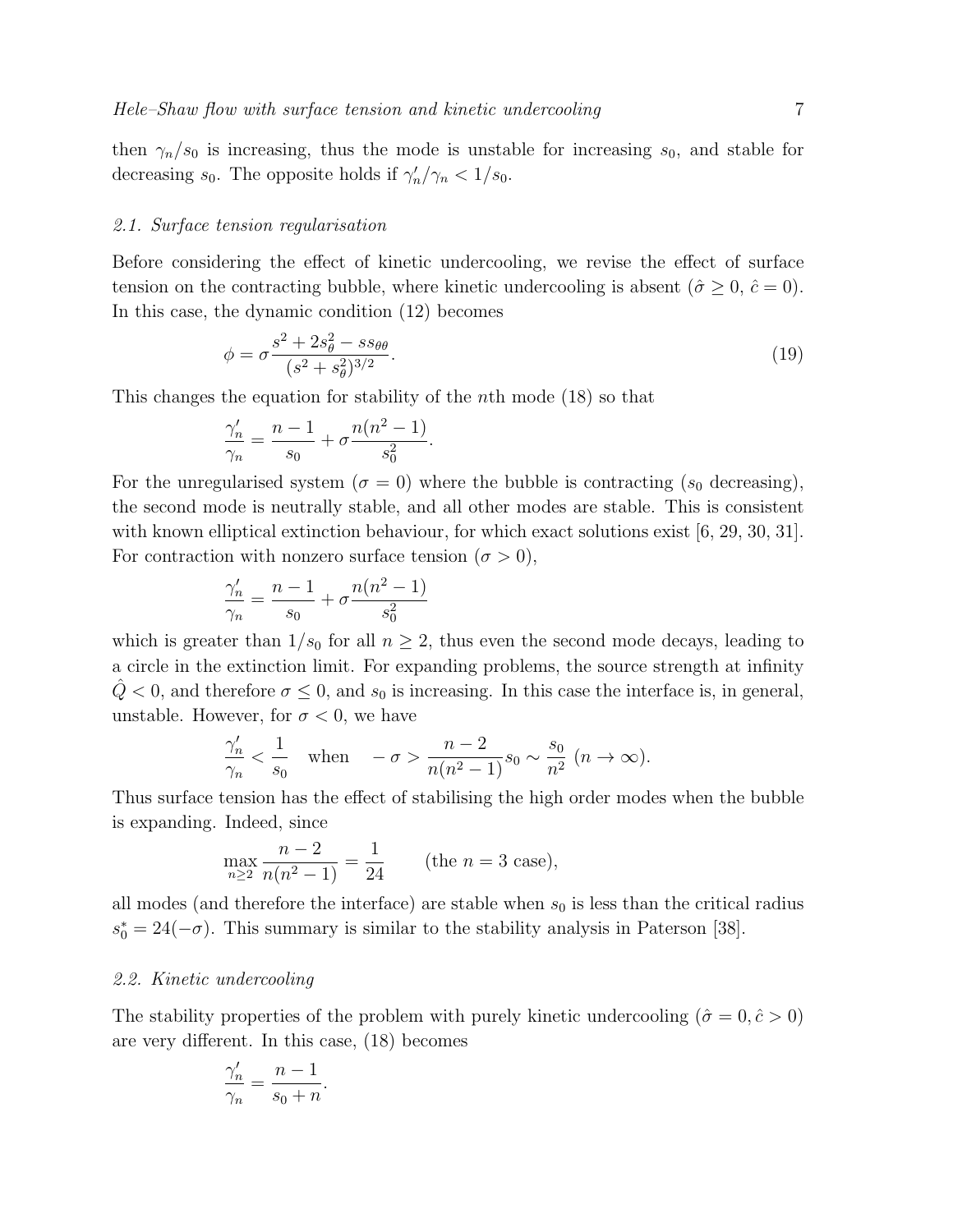then $\gamma_n/s_0$ is increasing, thus the mode is unstable for increasing $s_0$, and stable for decreasing $s_0$. The opposite holds if $\gamma_n'/\gamma_n < 1/s_0$.

### 2.1. Surface tension regularisation

Before considering the effect of kinetic undercooling, we revise the effect of surface tension on the contracting bubble, where kinetic undercooling is absent ($\hat{\sigma} \geq 0$, $\hat{c} = 0$). In this case, the dynamic condition (12) becomes

$$\phi = \sigma \frac{s^2 + 2s_\theta^2 - ss_{\theta\theta}}{(s^2 + s_\theta^2)^{3/2}}. \tag{19}$$

This changes the equation for stability of the $n$th mode (18) so that

$$\frac{\gamma_n'}{\gamma_n} = \frac{n-1}{s_0} + \sigma \frac{n(n^2-1)}{s_0^2}.$$

For the unregularised system ($\sigma = 0$) where the bubble is contracting ($s_0$ decreasing), the second mode is neutrally stable, and all other modes are stable. This is consistent with known elliptical extinction behaviour, for which exact solutions exist [6, 29, 30, 31]. For contraction with nonzero surface tension ($\sigma > 0$),

$$\frac{\gamma_n'}{\gamma_n} = \frac{n-1}{s_0} + \sigma \frac{n(n^2-1)}{s_0^2}$$

which is greater than $1/s_0$ for all $n \geq 2$, thus even the second mode decays, leading to a circle in the extinction limit. For expanding problems, the source strength at infinity $\hat{Q} < 0$, and therefore $\sigma \leq 0$, and $s_0$ is increasing. In this case the interface is, in general, unstable. However, for $\sigma < 0$, we have

$$\frac{\gamma_n'}{\gamma_n} < \frac{1}{s_0} \quad \text{when} \quad -\sigma > \frac{n-2}{n(n^2-1)} s_0 \sim \frac{s_0}{n^2} \ (n \to \infty).$$

Thus surface tension has the effect of stabilising the high order modes when the bubble is expanding. Indeed, since

$$\max_{n \geq 2} \frac{n-2}{n(n^2-1)} = \frac{1}{24} \qquad \text{(the } n = 3 \text{ case)},$$

all modes (and therefore the interface) are stable when $s_0$ is less than the critical radius $s_0^* = 24(-\sigma)$. This summary is similar to the stability analysis in Paterson [38].

### 2.2. Kinetic undercooling

The stability properties of the problem with purely kinetic undercooling ($\hat{\sigma} = 0, \hat{c} > 0$) are very different. In this case, (18) becomes

$$\frac{\gamma_n'}{\gamma_n} = \frac{n-1}{s_0 + n}.$$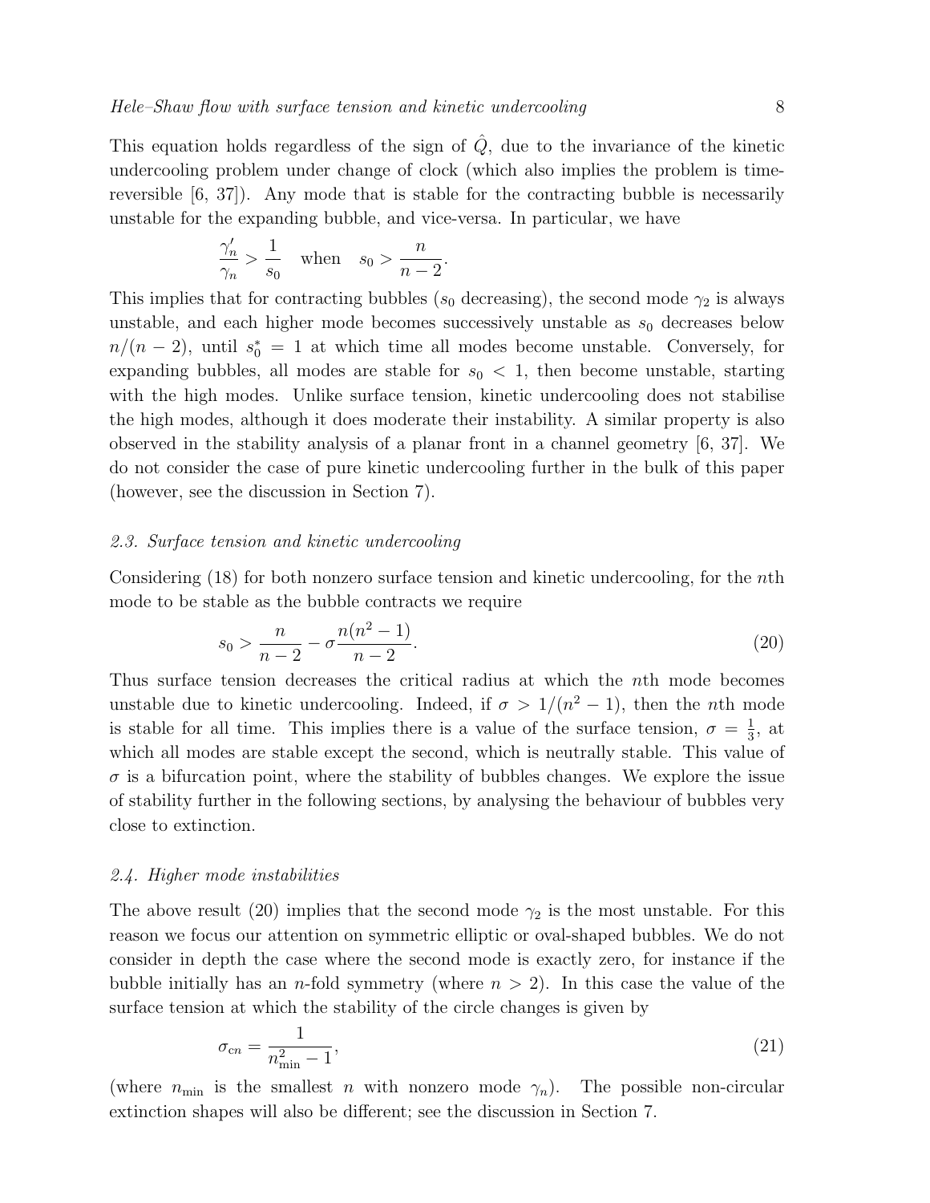This equation holds regardless of the sign of $\hat{Q}$, due to the invariance of the kinetic undercooling problem under change of clock (which also implies the problem is time-reversible [6, 37]). Any mode that is stable for the contracting bubble is necessarily unstable for the expanding bubble, and vice-versa. In particular, we have

$$\frac{\gamma_n'}{\gamma_n} > \frac{1}{s_0} \quad \text{when} \quad s_0 > \frac{n}{n-2}.$$

This implies that for contracting bubbles ($s_0$ decreasing), the second mode $\gamma_2$ is always unstable, and each higher mode becomes successively unstable as $s_0$ decreases below $n/(n-2)$, until $s_0^* = 1$ at which time all modes become unstable. Conversely, for expanding bubbles, all modes are stable for $s_0 < 1$, then become unstable, starting with the high modes. Unlike surface tension, kinetic undercooling does not stabilise the high modes, although it does moderate their instability. A similar property is also observed in the stability analysis of a planar front in a channel geometry [6, 37]. We do not consider the case of pure kinetic undercooling further in the bulk of this paper (however, see the discussion in Section 7).

### *2.3. Surface tension and kinetic undercooling*

Considering (18) for both nonzero surface tension and kinetic undercooling, for the $n$th mode to be stable as the bubble contracts we require

$$s_0 > \frac{n}{n-2} - \sigma\frac{n(n^2-1)}{n-2}. \tag{20}$$

Thus surface tension decreases the critical radius at which the $n$th mode becomes unstable due to kinetic undercooling. Indeed, if $\sigma > 1/(n^2-1)$, then the $n$th mode is stable for all time. This implies there is a value of the surface tension, $\sigma = \frac{1}{3}$, at which all modes are stable except the second, which is neutrally stable. This value of $\sigma$ is a bifurcation point, where the stability of bubbles changes. We explore the issue of stability further in the following sections, by analysing the behaviour of bubbles very close to extinction.

### *2.4. Higher mode instabilities*

The above result (20) implies that the second mode $\gamma_2$ is the most unstable. For this reason we focus our attention on symmetric elliptic or oval-shaped bubbles. We do not consider in depth the case where the second mode is exactly zero, for instance if the bubble initially has an $n$-fold symmetry (where $n > 2$). In this case the value of the surface tension at which the stability of the circle changes is given by

$$\sigma_{cn} = \frac{1}{n_{\min}^2 - 1}, \tag{21}$$

(where $n_{\min}$ is the smallest $n$ with nonzero mode $\gamma_n$). The possible non-circular extinction shapes will also be different; see the discussion in Section 7.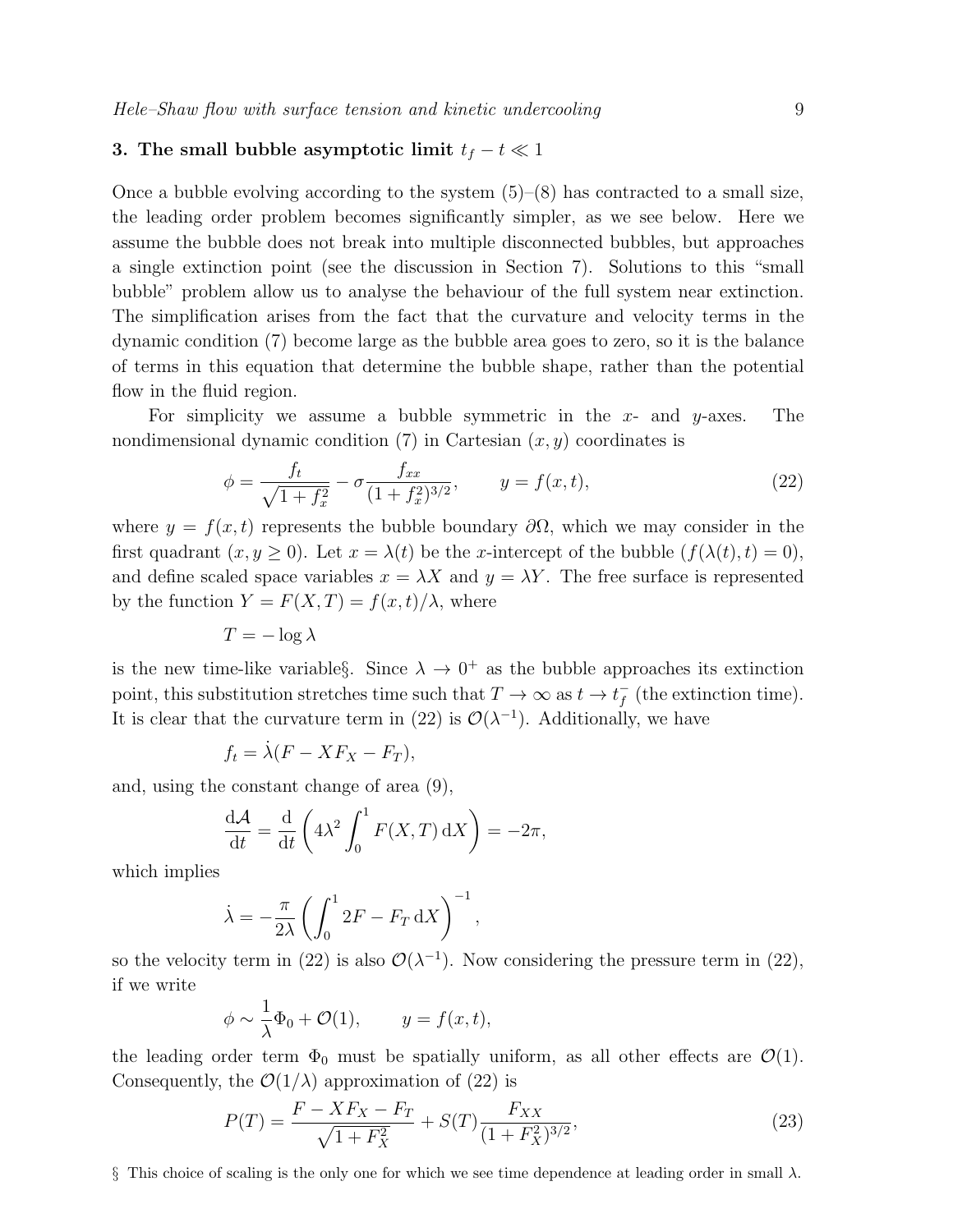## 3. The small bubble asymptotic limit $t_f - t \ll 1$

Once a bubble evolving according to the system (5)–(8) has contracted to a small size, the leading order problem becomes significantly simpler, as we see below. Here we assume the bubble does not break into multiple disconnected bubbles, but approaches a single extinction point (see the discussion in Section 7). Solutions to this "small bubble" problem allow us to analyse the behaviour of the full system near extinction. The simplification arises from the fact that the curvature and velocity terms in the dynamic condition (7) become large as the bubble area goes to zero, so it is the balance of terms in this equation that determine the bubble shape, rather than the potential flow in the fluid region.

For simplicity we assume a bubble symmetric in the $x$- and $y$-axes. The nondimensional dynamic condition (7) in Cartesian $(x, y)$ coordinates is

$$\phi = \frac{f_t}{\sqrt{1+f_x^2}} - \sigma \frac{f_{xx}}{(1+f_x^2)^{3/2}}, \qquad y = f(x,t), \tag{22}$$

where $y = f(x,t)$ represents the bubble boundary $\partial\Omega$, which we may consider in the first quadrant $(x, y \geq 0)$. Let $x = \lambda(t)$ be the $x$-intercept of the bubble $(f(\lambda(t), t) = 0)$, and define scaled space variables $x = \lambda X$ and $y = \lambda Y$. The free surface is represented by the function $Y = F(X,T) = f(x,t)/\lambda$, where

$$T = -\log \lambda$$

is the new time-like variable§. Since $\lambda \to 0^+$ as the bubble approaches its extinction point, this substitution stretches time such that $T \to \infty$ as $t \to t_f^-$ (the extinction time). It is clear that the curvature term in (22) is $\mathcal{O}(\lambda^{-1})$. Additionally, we have

$$f_t = \dot{\lambda}(F - XF_X - F_T),$$

and, using the constant change of area (9),

$$\frac{\mathrm{d}\mathcal{A}}{\mathrm{d}t} = \frac{\mathrm{d}}{\mathrm{d}t}\left(4\lambda^2 \int_0^1 F(X,T)\,\mathrm{d}X\right) = -2\pi,$$

which implies

$$\dot{\lambda} = -\frac{\pi}{2\lambda}\left(\int_0^1 2F - F_T\,\mathrm{d}X\right)^{-1},$$

so the velocity term in (22) is also $\mathcal{O}(\lambda^{-1})$. Now considering the pressure term in (22), if we write

$$\phi \sim \frac{1}{\lambda}\Phi_0 + \mathcal{O}(1), \qquad y = f(x,t),$$

the leading order term $\Phi_0$ must be spatially uniform, as all other effects are $\mathcal{O}(1)$. Consequently, the $\mathcal{O}(1/\lambda)$ approximation of (22) is

$$P(T) = \frac{F - XF_X - F_T}{\sqrt{1+F_X^2}} + S(T)\frac{F_{XX}}{(1+F_X^2)^{3/2}}, \tag{23}$$

§ This choice of scaling is the only one for which we see time dependence at leading order in small $\lambda$.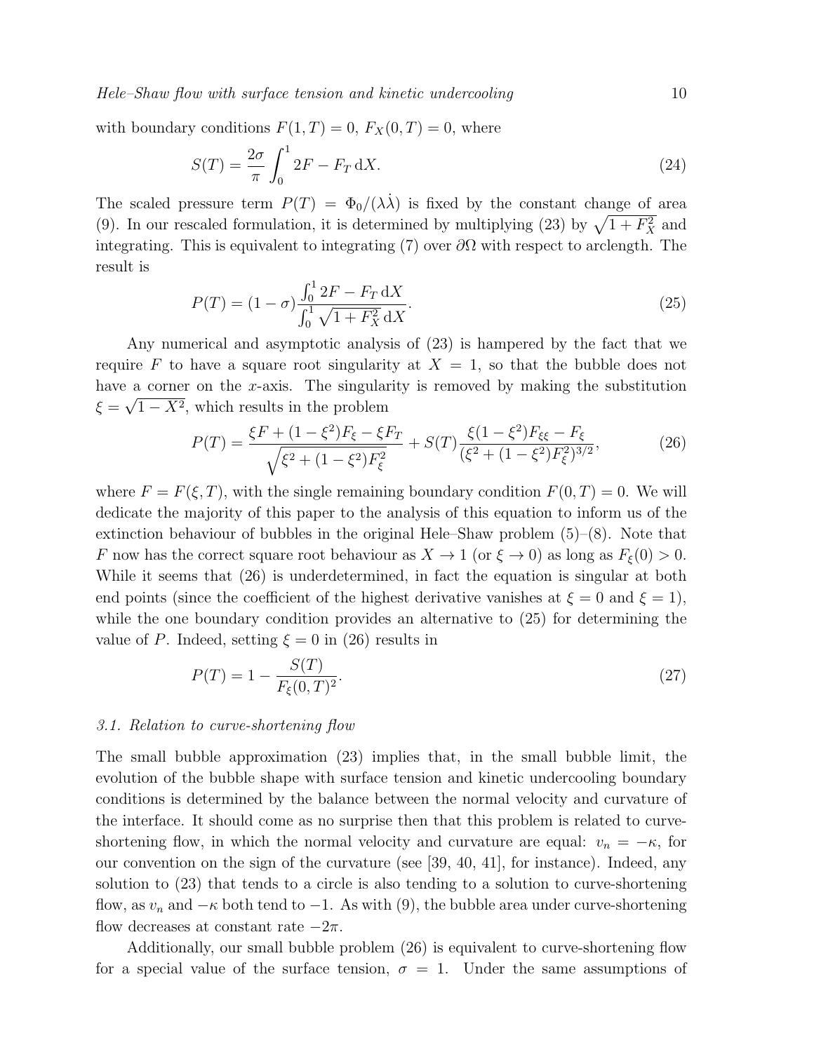with boundary conditions $F(1, T) = 0$, $F_X(0, T) = 0$, where

$$S(T) = \frac{2\sigma}{\pi} \int_0^1 2F - F_T \, \mathrm{d}X. \tag{24}$$

The scaled pressure term $P(T) = \Phi_0/(\lambda\dot{\lambda})$ is fixed by the constant change of area (9). In our rescaled formulation, it is determined by multiplying (23) by $\sqrt{1 + F_X^2}$ and integrating. This is equivalent to integrating (7) over $\partial\Omega$ with respect to arclength. The result is

$$P(T) = (1 - \sigma) \frac{\int_0^1 2F - F_T \, \mathrm{d}X}{\int_0^1 \sqrt{1 + F_X^2} \, \mathrm{d}X}. \tag{25}$$

Any numerical and asymptotic analysis of (23) is hampered by the fact that we require $F$ to have a square root singularity at $X = 1$, so that the bubble does not have a corner on the $x$-axis. The singularity is removed by making the substitution $\xi = \sqrt{1 - X^2}$, which results in the problem

$$P(T) = \frac{\xi F + (1 - \xi^2) F_\xi - \xi F_T}{\sqrt{\xi^2 + (1 - \xi^2) F_\xi^2}} + S(T) \frac{\xi (1 - \xi^2) F_{\xi\xi} - F_\xi}{(\xi^2 + (1 - \xi^2) F_\xi^2)^{3/2}}, \tag{26}$$

where $F = F(\xi, T)$, with the single remaining boundary condition $F(0, T) = 0$. We will dedicate the majority of this paper to the analysis of this equation to inform us of the extinction behaviour of bubbles in the original Hele–Shaw problem (5)–(8). Note that $F$ now has the correct square root behaviour as $X \to 1$ (or $\xi \to 0$) as long as $F_\xi(0) > 0$. While it seems that (26) is underdetermined, in fact the equation is singular at both end points (since the coefficient of the highest derivative vanishes at $\xi = 0$ and $\xi = 1$), while the one boundary condition provides an alternative to (25) for determining the value of $P$. Indeed, setting $\xi = 0$ in (26) results in

$$P(T) = 1 - \frac{S(T)}{F_\xi(0, T)^2}. \tag{27}$$

### 3.1. Relation to curve-shortening flow

The small bubble approximation (23) implies that, in the small bubble limit, the evolution of the bubble shape with surface tension and kinetic undercooling boundary conditions is determined by the balance between the normal velocity and curvature of the interface. It should come as no surprise then that this problem is related to curve-shortening flow, in which the normal velocity and curvature are equal: $v_n = -\kappa$, for our convention on the sign of the curvature (see [39, 40, 41], for instance). Indeed, any solution to (23) that tends to a circle is also tending to a solution to curve-shortening flow, as $v_n$ and $-\kappa$ both tend to $-1$. As with (9), the bubble area under curve-shortening flow decreases at constant rate $-2\pi$.

Additionally, our small bubble problem (26) is equivalent to curve-shortening flow for a special value of the surface tension, $\sigma = 1$. Under the same assumptions of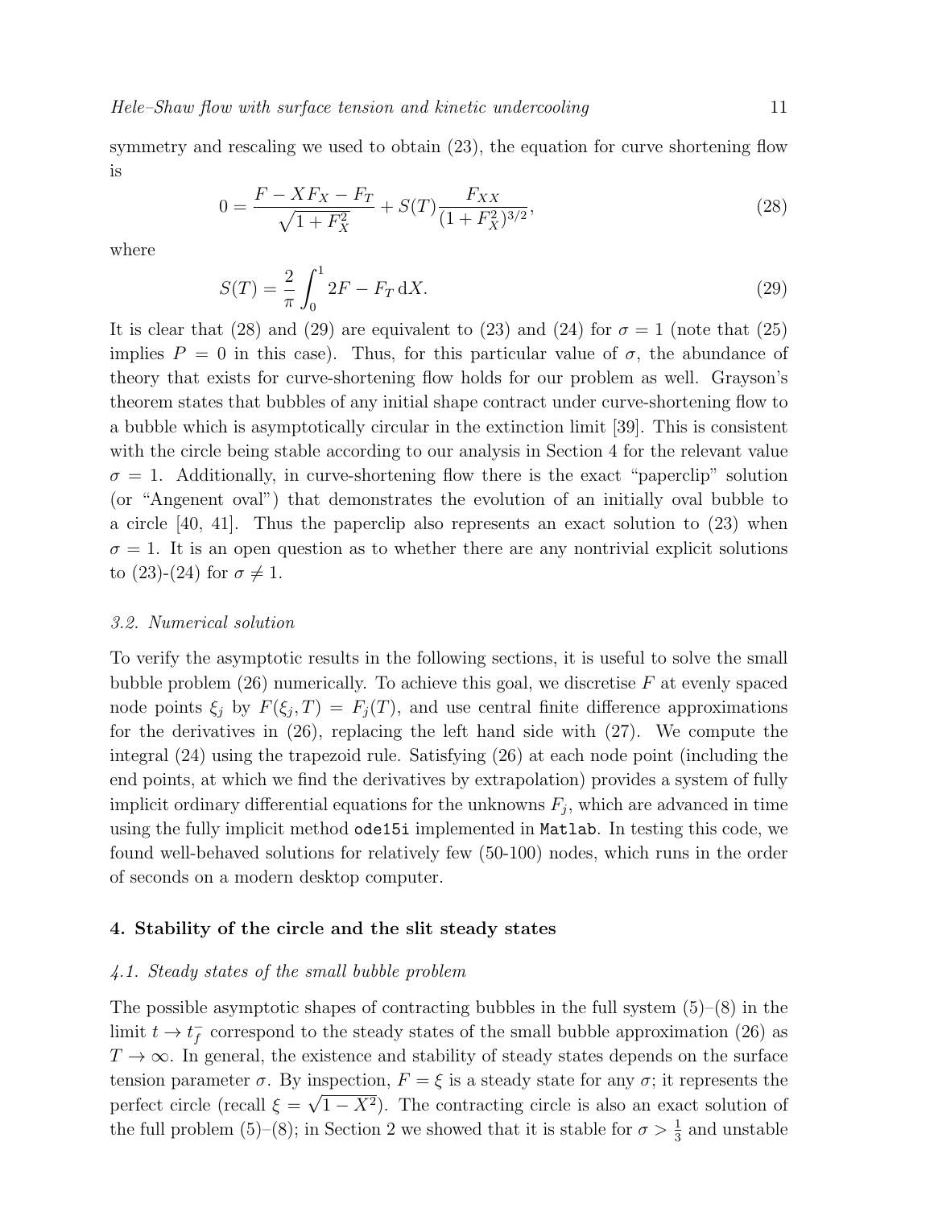symmetry and rescaling we used to obtain (23), the equation for curve shortening flow is

$$0 = \frac{F - XF_X - F_T}{\sqrt{1+F_X^2}} + S(T)\frac{F_{XX}}{(1+F_X^2)^{3/2}}, \tag{28}$$

where

$$S(T) = \frac{2}{\pi}\int_0^1 2F - F_T \, \mathrm{d}X. \tag{29}$$

It is clear that (28) and (29) are equivalent to (23) and (24) for $\sigma = 1$ (note that (25) implies $P = 0$ in this case). Thus, for this particular value of $\sigma$, the abundance of theory that exists for curve-shortening flow holds for our problem as well. Grayson's theorem states that bubbles of any initial shape contract under curve-shortening flow to a bubble which is asymptotically circular in the extinction limit [39]. This is consistent with the circle being stable according to our analysis in Section 4 for the relevant value $\sigma = 1$. Additionally, in curve-shortening flow there is the exact "paperclip" solution (or "Angenent oval") that demonstrates the evolution of an initially oval bubble to a circle [40, 41]. Thus the paperclip also represents an exact solution to (23) when $\sigma = 1$. It is an open question as to whether there are any nontrivial explicit solutions to (23)-(24) for $\sigma \neq 1$.

### *3.2. Numerical solution*

To verify the asymptotic results in the following sections, it is useful to solve the small bubble problem (26) numerically. To achieve this goal, we discretise $F$ at evenly spaced node points $\xi_j$ by $F(\xi_j, T) = F_j(T)$, and use central finite difference approximations for the derivatives in (26), replacing the left hand side with (27). We compute the integral (24) using the trapezoid rule. Satisfying (26) at each node point (including the end points, at which we find the derivatives by extrapolation) provides a system of fully implicit ordinary differential equations for the unknowns $F_j$, which are advanced in time using the fully implicit method `ode15i` implemented in `Matlab`. In testing this code, we found well-behaved solutions for relatively few (50-100) nodes, which runs in the order of seconds on a modern desktop computer.

## 4. Stability of the circle and the slit steady states

### *4.1. Steady states of the small bubble problem*

The possible asymptotic shapes of contracting bubbles in the full system (5)–(8) in the limit $t \to t_f^-$ correspond to the steady states of the small bubble approximation (26) as $T \to \infty$. In general, the existence and stability of steady states depends on the surface tension parameter $\sigma$. By inspection, $F = \xi$ is a steady state for any $\sigma$; it represents the perfect circle (recall $\xi = \sqrt{1 - X^2}$). The contracting circle is also an exact solution of the full problem (5)–(8); in Section 2 we showed that it is stable for $\sigma > \frac{1}{3}$ and unstable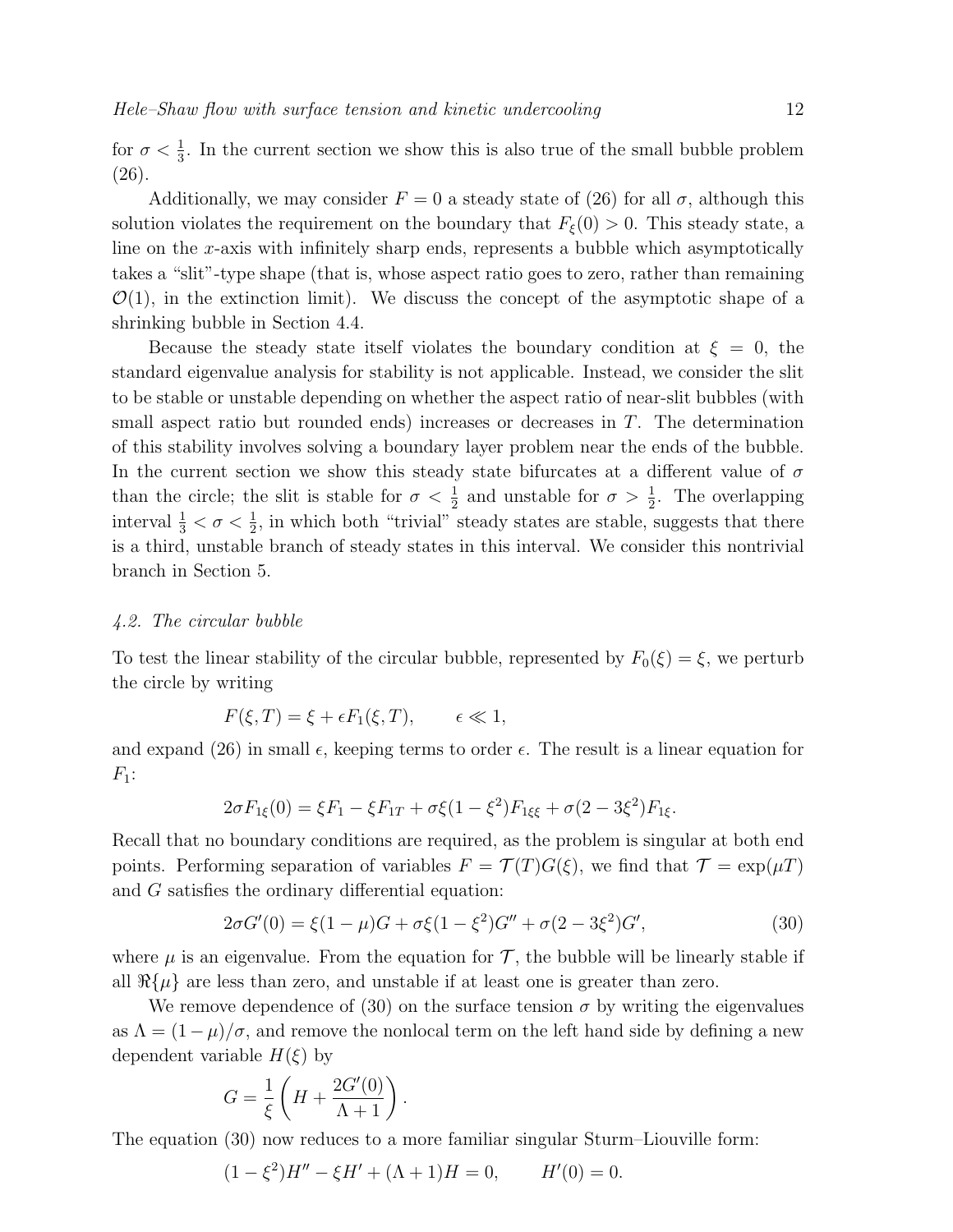for $\sigma < \frac{1}{3}$. In the current section we show this is also true of the small bubble problem (26).

Additionally, we may consider $F = 0$ a steady state of (26) for all $\sigma$, although this solution violates the requirement on the boundary that $F_\xi(0) > 0$. This steady state, a line on the $x$-axis with infinitely sharp ends, represents a bubble which asymptotically takes a "slit"-type shape (that is, whose aspect ratio goes to zero, rather than remaining $\mathcal{O}(1)$, in the extinction limit). We discuss the concept of the asymptotic shape of a shrinking bubble in Section 4.4.

Because the steady state itself violates the boundary condition at $\xi = 0$, the standard eigenvalue analysis for stability is not applicable. Instead, we consider the slit to be stable or unstable depending on whether the aspect ratio of near-slit bubbles (with small aspect ratio but rounded ends) increases or decreases in $T$. The determination of this stability involves solving a boundary layer problem near the ends of the bubble. In the current section we show this steady state bifurcates at a different value of $\sigma$ than the circle; the slit is stable for $\sigma < \frac{1}{2}$ and unstable for $\sigma > \frac{1}{2}$. The overlapping interval $\frac{1}{3} < \sigma < \frac{1}{2}$, in which both "trivial" steady states are stable, suggests that there is a third, unstable branch of steady states in this interval. We consider this nontrivial branch in Section 5.

### *4.2. The circular bubble*

To test the linear stability of the circular bubble, represented by $F_0(\xi) = \xi$, we perturb the circle by writing

$$F(\xi, T) = \xi + \epsilon F_1(\xi, T), \qquad \epsilon \ll 1,$$

and expand (26) in small $\epsilon$, keeping terms to order $\epsilon$. The result is a linear equation for $F_1$:

$$2\sigma F_{1\xi}(0) = \xi F_1 - \xi F_{1T} + \sigma\xi(1 - \xi^2)F_{1\xi\xi} + \sigma(2 - 3\xi^2)F_{1\xi}.$$

Recall that no boundary conditions are required, as the problem is singular at both end points. Performing separation of variables $F = \mathcal{T}(T)G(\xi)$, we find that $\mathcal{T} = \exp(\mu T)$ and $G$ satisfies the ordinary differential equation:

$$2\sigma G'(0) = \xi(1 - \mu)G + \sigma\xi(1 - \xi^2)G'' + \sigma(2 - 3\xi^2)G', \tag{30}$$

where $\mu$ is an eigenvalue. From the equation for $\mathcal{T}$, the bubble will be linearly stable if all $\Re\{\mu\}$ are less than zero, and unstable if at least one is greater than zero.

We remove dependence of (30) on the surface tension $\sigma$ by writing the eigenvalues as $\Lambda = (1 - \mu)/\sigma$, and remove the nonlocal term on the left hand side by defining a new dependent variable $H(\xi)$ by

$$G = \frac{1}{\xi}\left(H + \frac{2G'(0)}{\Lambda + 1}\right).$$

The equation (30) now reduces to a more familiar singular Sturm–Liouville form:

$$(1 - \xi^2)H'' - \xi H' + (\Lambda + 1)H = 0, \qquad H'(0) = 0.$$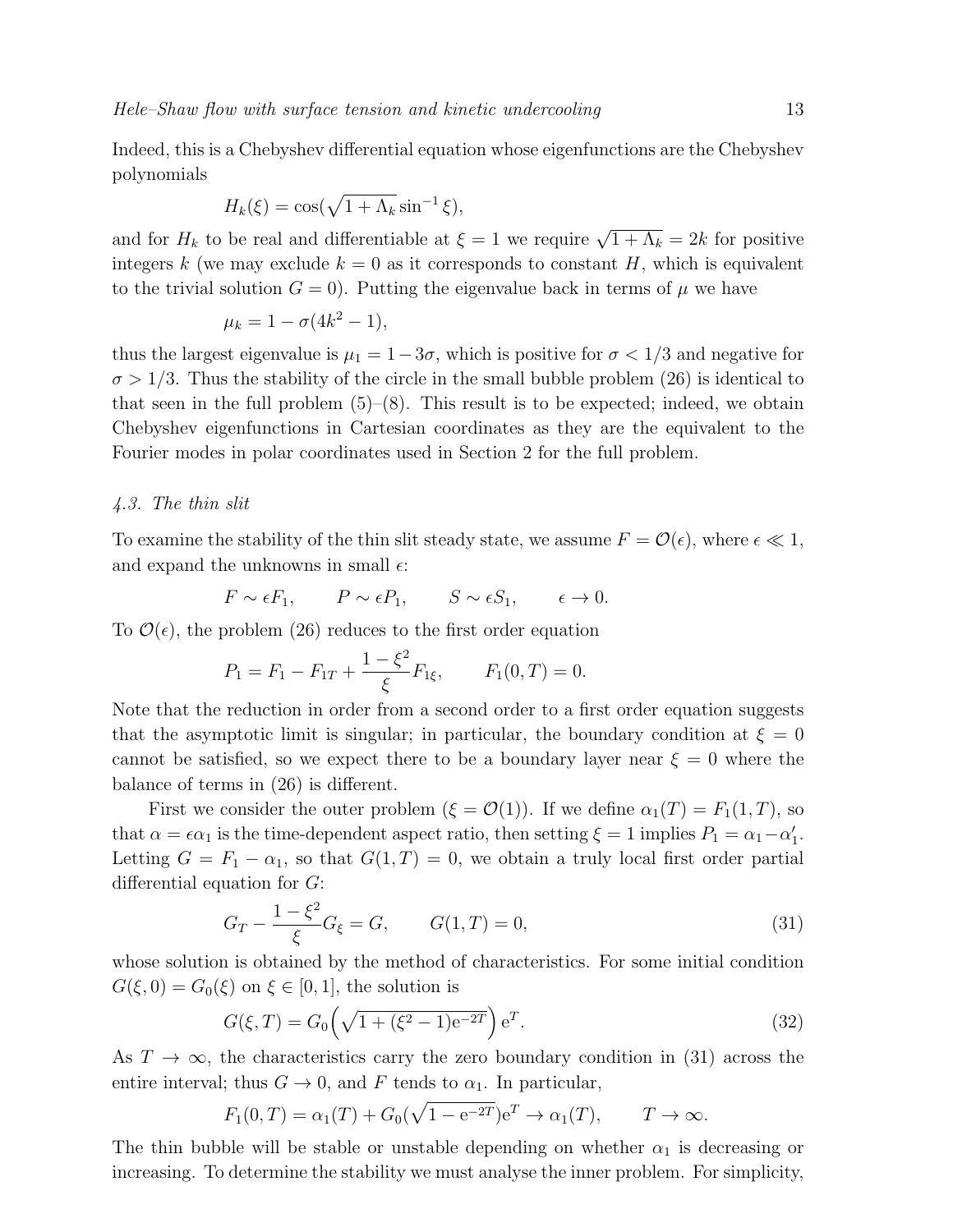Indeed, this is a Chebyshev differential equation whose eigenfunctions are the Chebyshev polynomials

$$H_k(\xi) = \cos(\sqrt{1+\Lambda_k}\sin^{-1}\xi),$$

and for $H_k$ to be real and differentiable at $\xi = 1$ we require $\sqrt{1+\Lambda_k} = 2k$ for positive integers $k$ (we may exclude $k = 0$ as it corresponds to constant $H$, which is equivalent to the trivial solution $G = 0$). Putting the eigenvalue back in terms of $\mu$ we have

$$\mu_k = 1 - \sigma(4k^2 - 1),$$

thus the largest eigenvalue is $\mu_1 = 1 - 3\sigma$, which is positive for $\sigma < 1/3$ and negative for $\sigma > 1/3$. Thus the stability of the circle in the small bubble problem (26) is identical to that seen in the full problem (5)–(8). This result is to be expected; indeed, we obtain Chebyshev eigenfunctions in Cartesian coordinates as they are the equivalent to the Fourier modes in polar coordinates used in Section 2 for the full problem.

### 4.3. The thin slit

To examine the stability of the thin slit steady state, we assume $F = \mathcal{O}(\epsilon)$, where $\epsilon \ll 1$, and expand the unknowns in small $\epsilon$:

$$F \sim \epsilon F_1, \qquad P \sim \epsilon P_1, \qquad S \sim \epsilon S_1, \qquad \epsilon \to 0.$$

To $\mathcal{O}(\epsilon)$, the problem (26) reduces to the first order equation

$$P_1 = F_1 - F_{1T} + \frac{1-\xi^2}{\xi}F_{1\xi}, \qquad F_1(0,T) = 0.$$

Note that the reduction in order from a second order to a first order equation suggests that the asymptotic limit is singular; in particular, the boundary condition at $\xi = 0$ cannot be satisfied, so we expect there to be a boundary layer near $\xi = 0$ where the balance of terms in (26) is different.

First we consider the outer problem ($\xi = \mathcal{O}(1)$). If we define $\alpha_1(T) = F_1(1,T)$, so that $\alpha = \epsilon\alpha_1$ is the time-dependent aspect ratio, then setting $\xi = 1$ implies $P_1 = \alpha_1 - \alpha_1'$. Letting $G = F_1 - \alpha_1$, so that $G(1,T) = 0$, we obtain a truly local first order partial differential equation for $G$:

$$G_T - \frac{1-\xi^2}{\xi}G_\xi = G, \qquad G(1,T) = 0, \tag{31}$$

whose solution is obtained by the method of characteristics. For some initial condition $G(\xi,0) = G_0(\xi)$ on $\xi \in [0,1]$, the solution is

$$G(\xi,T) = G_0\Big(\sqrt{1+(\xi^2-1)\mathrm{e}^{-2T}}\Big)\,\mathrm{e}^T. \tag{32}$$

As $T \to \infty$, the characteristics carry the zero boundary condition in (31) across the entire interval; thus $G \to 0$, and $F$ tends to $\alpha_1$. In particular,

$$F_1(0,T) = \alpha_1(T) + G_0(\sqrt{1-\mathrm{e}^{-2T}})\mathrm{e}^T \to \alpha_1(T), \qquad T \to \infty.$$

The thin bubble will be stable or unstable depending on whether $\alpha_1$ is decreasing or increasing. To determine the stability we must analyse the inner problem. For simplicity,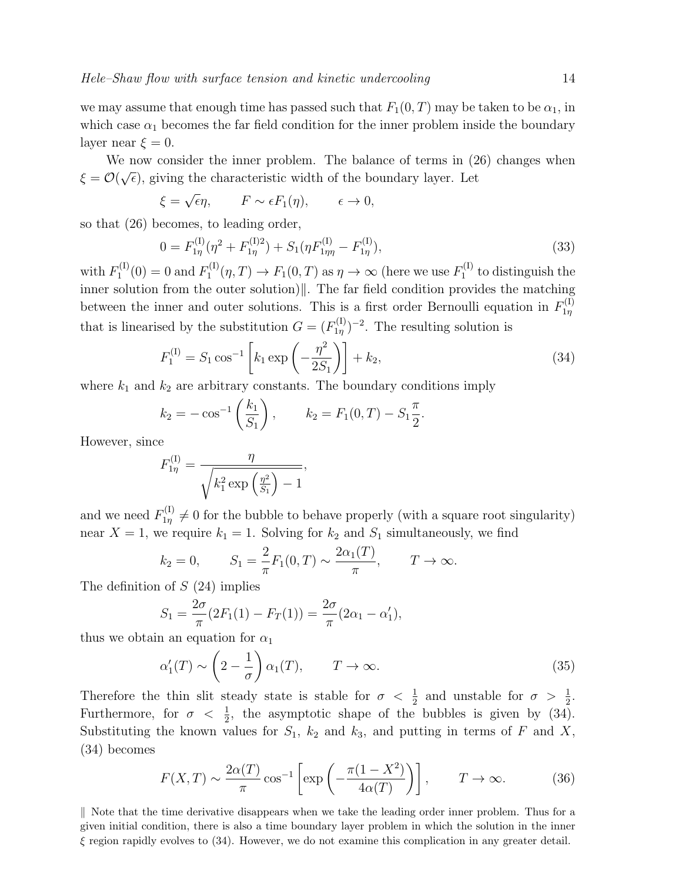we may assume that enough time has passed such that $F_1(0,T)$ may be taken to be $\alpha_1$, in which case $\alpha_1$ becomes the far field condition for the inner problem inside the boundary layer near $\xi = 0$.

We now consider the inner problem. The balance of terms in (26) changes when $\xi = \mathcal{O}(\sqrt{\epsilon})$, giving the characteristic width of the boundary layer. Let

$$\xi = \sqrt{\epsilon}\eta, \qquad F \sim \epsilon F_1(\eta), \qquad \epsilon \to 0,$$

so that (26) becomes, to leading order,

$$0 = F_{1\eta}^{(\mathrm{I})}(\eta^2 + F_{1\eta}^{(\mathrm{I})2}) + S_1(\eta F_{1\eta\eta}^{(\mathrm{I})} - F_{1\eta}^{(\mathrm{I})}), \tag{33}$$

with $F_1^{(\mathrm{I})}(0) = 0$ and $F_1^{(\mathrm{I})}(\eta, T) \to F_1(0,T)$ as $\eta \to \infty$ (here we use $F_1^{(\mathrm{I})}$ to distinguish the inner solution from the outer solution)‖. The far field condition provides the matching between the inner and outer solutions. This is a first order Bernoulli equation in $F_{1\eta}^{(\mathrm{I})}$ that is linearised by the substitution $G = (F_{1\eta}^{(\mathrm{I})})^{-2}$. The resulting solution is

$$F_1^{(\mathrm{I})} = S_1 \cos^{-1}\left[k_1 \exp\left(-\frac{\eta^2}{2S_1}\right)\right] + k_2, \tag{34}$$

where $k_1$ and $k_2$ are arbitrary constants. The boundary conditions imply

$$k_2 = -\cos^{-1}\left(\frac{k_1}{S_1}\right), \qquad k_2 = F_1(0,T) - S_1\frac{\pi}{2}.$$

However, since

$$F_{1\eta}^{(\mathrm{I})} = \frac{\eta}{\sqrt{k_1^2 \exp\left(\frac{\eta^2}{S_1}\right) - 1}},$$

and we need $F_{1\eta}^{(\mathrm{I})} \neq 0$ for the bubble to behave properly (with a square root singularity) near $X = 1$, we require $k_1 = 1$. Solving for $k_2$ and $S_1$ simultaneously, we find

$$k_2 = 0, \qquad S_1 = \frac{2}{\pi}F_1(0,T) \sim \frac{2\alpha_1(T)}{\pi}, \qquad T \to \infty.$$

The definition of $S$ (24) implies

$$S_1 = \frac{2\sigma}{\pi}(2F_1(1) - F_T(1)) = \frac{2\sigma}{\pi}(2\alpha_1 - \alpha_1'),$$

thus we obtain an equation for $\alpha_1$

$$\alpha_1'(T) \sim \left(2 - \frac{1}{\sigma}\right)\alpha_1(T), \qquad T \to \infty. \tag{35}$$

Therefore the thin slit steady state is stable for $\sigma < \frac{1}{2}$ and unstable for $\sigma > \frac{1}{2}$. Furthermore, for $\sigma < \frac{1}{2}$, the asymptotic shape of the bubbles is given by (34). Substituting the known values for $S_1$, $k_2$ and $k_3$, and putting in terms of $F$ and $X$, (34) becomes

$$F(X,T) \sim \frac{2\alpha(T)}{\pi}\cos^{-1}\left[\exp\left(-\frac{\pi(1-X^2)}{4\alpha(T)}\right)\right], \qquad T \to \infty. \tag{36}$$

‖ Note that the time derivative disappears when we take the leading order inner problem. Thus for a given initial condition, there is also a time boundary layer problem in which the solution in the inner $\xi$ region rapidly evolves to (34). However, we do not examine this complication in any greater detail.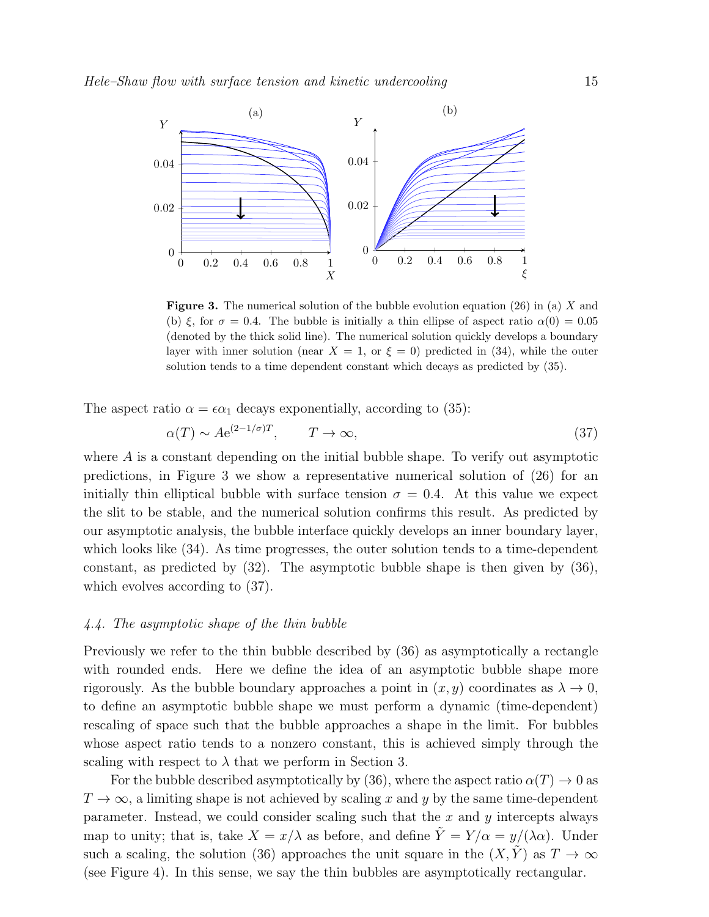**Figure 3.** The numerical solution of the bubble evolution equation (26) in (a) $X$ and (b) $\xi$, for $\sigma = 0.4$. The bubble is initially a thin ellipse of aspect ratio $\alpha(0) = 0.05$ (denoted by the thick solid line). The numerical solution quickly develops a boundary layer with inner solution (near $X = 1$, or $\xi = 0$) predicted in (34), while the outer solution tends to a time dependent constant which decays as predicted by (35).

The aspect ratio $\alpha = \epsilon\alpha_1$ decays exponentially, according to (35):

$$\alpha(T) \sim A\mathrm{e}^{(2-1/\sigma)T}, \qquad T \to \infty, \tag{37}$$

where $A$ is a constant depending on the initial bubble shape. To verify out asymptotic predictions, in Figure 3 we show a representative numerical solution of (26) for an initially thin elliptical bubble with surface tension $\sigma = 0.4$. At this value we expect the slit to be stable, and the numerical solution confirms this result. As predicted by our asymptotic analysis, the bubble interface quickly develops an inner boundary layer, which looks like (34). As time progresses, the outer solution tends to a time-dependent constant, as predicted by (32). The asymptotic bubble shape is then given by (36), which evolves according to (37).

### *4.4. The asymptotic shape of the thin bubble*

Previously we refer to the thin bubble described by (36) as asymptotically a rectangle with rounded ends. Here we define the idea of an asymptotic bubble shape more rigorously. As the bubble boundary approaches a point in $(x, y)$ coordinates as $\lambda \to 0$, to define an asymptotic bubble shape we must perform a dynamic (time-dependent) rescaling of space such that the bubble approaches a shape in the limit. For bubbles whose aspect ratio tends to a nonzero constant, this is achieved simply through the scaling with respect to $\lambda$ that we perform in Section 3.

For the bubble described asymptotically by (36), where the aspect ratio $\alpha(T) \to 0$ as $T \to \infty$, a limiting shape is not achieved by scaling $x$ and $y$ by the same time-dependent parameter. Instead, we could consider scaling such that the $x$ and $y$ intercepts always map to unity; that is, take $X = x/\lambda$ as before, and define $\tilde{Y} = Y/\alpha = y/(\lambda\alpha)$. Under such a scaling, the solution (36) approaches the unit square in the $(X, \tilde{Y})$ as $T \to \infty$ (see Figure 4). In this sense, we say the thin bubbles are asymptotically rectangular.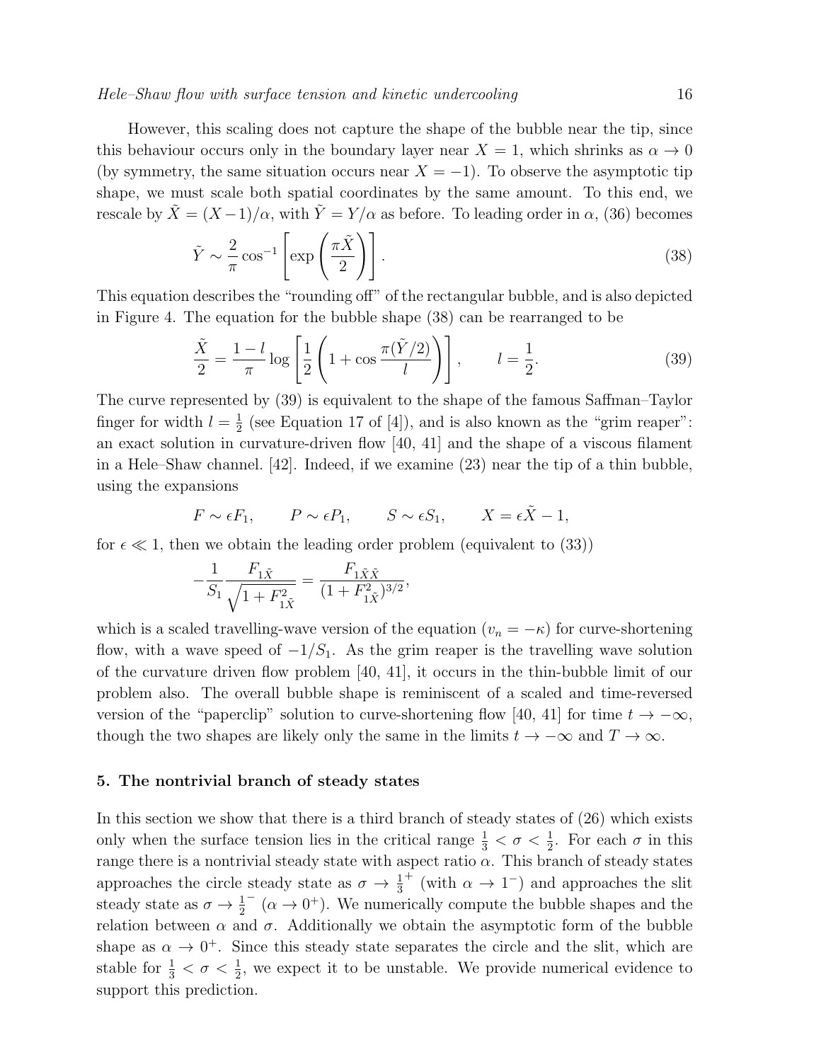However, this scaling does not capture the shape of the bubble near the tip, since this behaviour occurs only in the boundary layer near $X = 1$, which shrinks as $\alpha \to 0$ (by symmetry, the same situation occurs near $X = -1$). To observe the asymptotic tip shape, we must scale both spatial coordinates by the same amount. To this end, we rescale by $\tilde{X} = (X-1)/\alpha$, with $\tilde{Y} = Y/\alpha$ as before. To leading order in $\alpha$, (36) becomes

$$\tilde{Y} \sim \frac{2}{\pi} \cos^{-1}\left[\exp\left(\frac{\pi \tilde{X}}{2}\right)\right]. \tag{38}$$

This equation describes the "rounding off" of the rectangular bubble, and is also depicted in Figure 4. The equation for the bubble shape (38) can be rearranged to be

$$\frac{\tilde{X}}{2} = \frac{1-l}{\pi} \log\left[\frac{1}{2}\left(1 + \cos\frac{\pi(\tilde{Y}/2)}{l}\right)\right], \qquad l = \frac{1}{2}. \tag{39}$$

The curve represented by (39) is equivalent to the shape of the famous Saffman–Taylor finger for width $l = \frac{1}{2}$ (see Equation 17 of [4]), and is also known as the "grim reaper": an exact solution in curvature-driven flow [40, 41] and the shape of a viscous filament in a Hele–Shaw channel. [42]. Indeed, if we examine (23) near the tip of a thin bubble, using the expansions

$$F \sim \epsilon F_1, \qquad P \sim \epsilon P_1, \qquad S \sim \epsilon S_1, \qquad X = \epsilon \tilde{X} - 1,$$

for $\epsilon \ll 1$, then we obtain the leading order problem (equivalent to (33))

$$-\frac{1}{S_1} \frac{F_{1\tilde{X}}}{\sqrt{1 + F_{1\tilde{X}}^2}} = \frac{F_{1\tilde{X}\tilde{X}}}{(1 + F_{1\tilde{X}}^2)^{3/2}},$$

which is a scaled travelling-wave version of the equation ($v_n = -\kappa$) for curve-shortening flow, with a wave speed of $-1/S_1$. As the grim reaper is the travelling wave solution of the curvature driven flow problem [40, 41], it occurs in the thin-bubble limit of our problem also. The overall bubble shape is reminiscent of a scaled and time-reversed version of the "paperclip" solution to curve-shortening flow [40, 41] for time $t \to -\infty$, though the two shapes are likely only the same in the limits $t \to -\infty$ and $T \to \infty$.

## 5. The nontrivial branch of steady states

In this section we show that there is a third branch of steady states of (26) which exists only when the surface tension lies in the critical range $\frac{1}{3} < \sigma < \frac{1}{2}$. For each $\sigma$ in this range there is a nontrivial steady state with aspect ratio $\alpha$. This branch of steady states approaches the circle steady state as $\sigma \to \frac{1}{3}^+$ (with $\alpha \to 1^-$) and approaches the slit steady state as $\sigma \to \frac{1}{2}^-$ ($\alpha \to 0^+$). We numerically compute the bubble shapes and the relation between $\alpha$ and $\sigma$. Additionally we obtain the asymptotic form of the bubble shape as $\alpha \to 0^+$. Since this steady state separates the circle and the slit, which are stable for $\frac{1}{3} < \sigma < \frac{1}{2}$, we expect it to be unstable. We provide numerical evidence to support this prediction.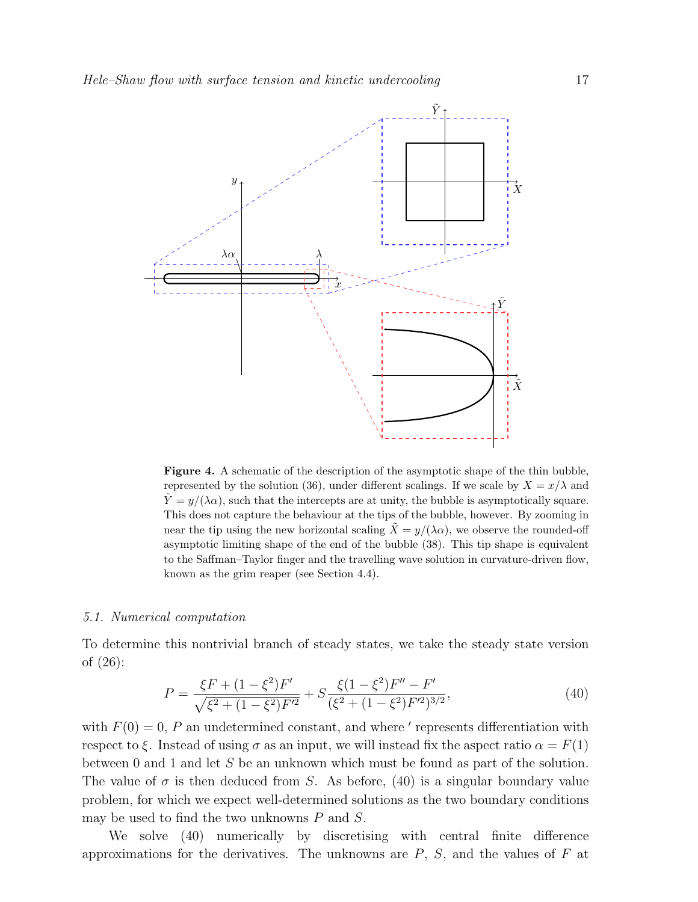**Figure 4.** A schematic of the description of the asymptotic shape of the thin bubble, represented by the solution (36), under different scalings. If we scale by $X = x/\lambda$ and $\tilde{Y} = y/(\lambda\alpha)$, such that the intercepts are at unity, the bubble is asymptotically square. This does not capture the behaviour at the tips of the bubble, however. By zooming in near the tip using the new horizontal scaling $\tilde{X} = y/(\lambda\alpha)$, we observe the rounded-off asymptotic limiting shape of the end of the bubble (38). This tip shape is equivalent to the Saffman–Taylor finger and the travelling wave solution in curvature-driven flow, known as the grim reaper (see Section 4.4).

### 5.1. Numerical computation

To determine this nontrivial branch of steady states, we take the steady state version of (26):

$$P = \frac{\xi F + (1-\xi^2)F'}{\sqrt{\xi^2 + (1-\xi^2)F'^2}} + S\frac{\xi(1-\xi^2)F'' - F'}{(\xi^2 + (1-\xi^2)F'^2)^{3/2}}, \tag{40}$$

with $F(0) = 0$, $P$ an undetermined constant, and where $'$ represents differentiation with respect to $\xi$. Instead of using $\sigma$ as an input, we will instead fix the aspect ratio $\alpha = F(1)$ between 0 and 1 and let $S$ be an unknown which must be found as part of the solution. The value of $\sigma$ is then deduced from $S$. As before, (40) is a singular boundary value problem, for which we expect well-determined solutions as the two boundary conditions may be used to find the two unknowns $P$ and $S$.

We solve (40) numerically by discretising with central finite difference approximations for the derivatives. The unknowns are $P$, $S$, and the values of $F$ at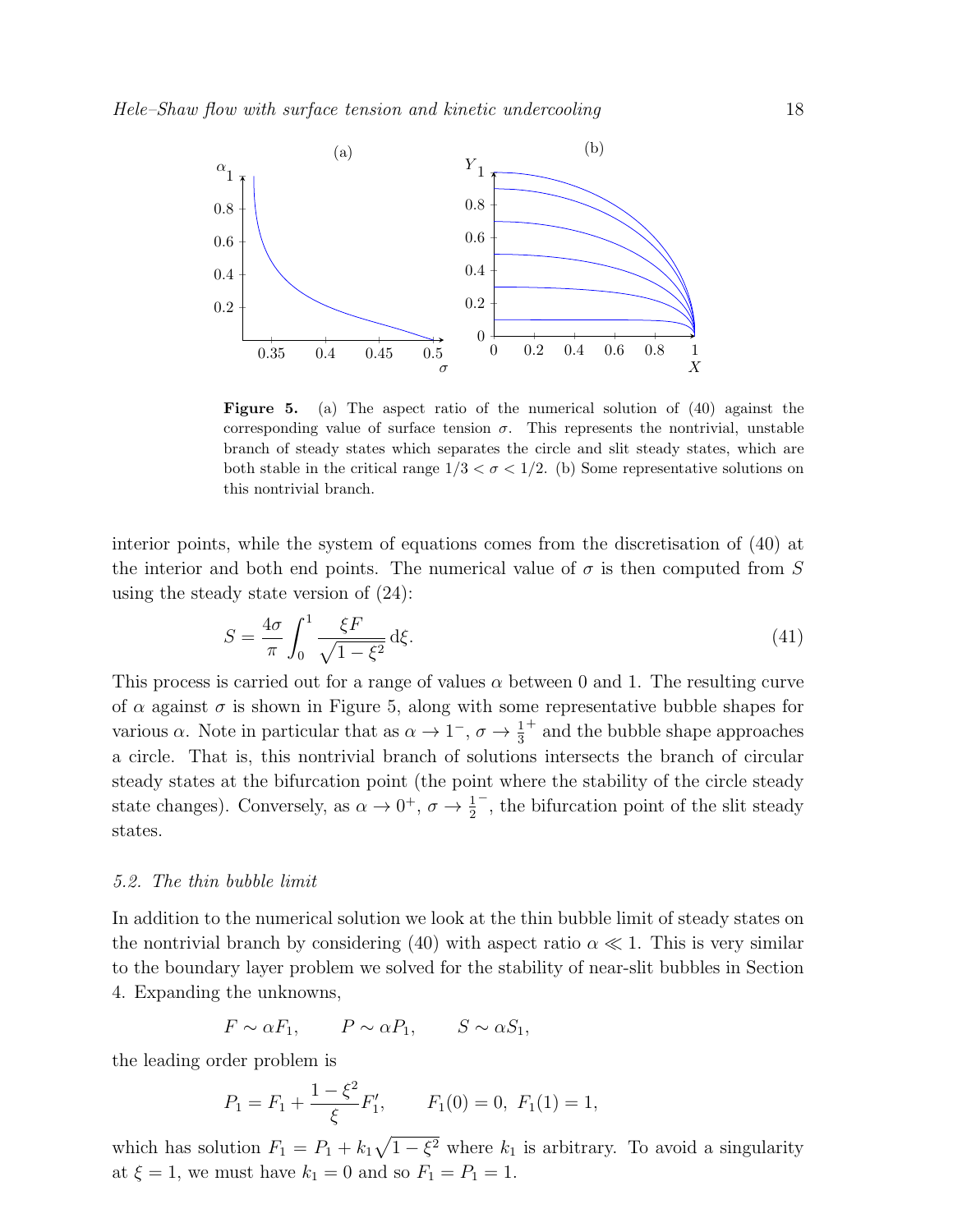**Figure 5.** (a) The aspect ratio of the numerical solution of (40) against the corresponding value of surface tension $\sigma$. This represents the nontrivial, unstable branch of steady states which separates the circle and slit steady states, which are both stable in the critical range $1/3 < \sigma < 1/2$. (b) Some representative solutions on this nontrivial branch.

interior points, while the system of equations comes from the discretisation of (40) at the interior and both end points. The numerical value of $\sigma$ is then computed from $S$ using the steady state version of (24):

$$S = \frac{4\sigma}{\pi} \int_0^1 \frac{\xi F}{\sqrt{1-\xi^2}} \, \mathrm{d}\xi. \tag{41}$$

This process is carried out for a range of values $\alpha$ between 0 and 1. The resulting curve of $\alpha$ against $\sigma$ is shown in Figure 5, along with some representative bubble shapes for various $\alpha$. Note in particular that as $\alpha \to 1^-$, $\sigma \to \frac{1}{3}^+$ and the bubble shape approaches a circle. That is, this nontrivial branch of solutions intersects the branch of circular steady states at the bifurcation point (the point where the stability of the circle steady state changes). Conversely, as $\alpha \to 0^+$, $\sigma \to \frac{1}{2}^-$, the bifurcation point of the slit steady states.

### 5.2. The thin bubble limit

In addition to the numerical solution we look at the thin bubble limit of steady states on the nontrivial branch by considering (40) with aspect ratio $\alpha \ll 1$. This is very similar to the boundary layer problem we solved for the stability of near-slit bubbles in Section 4. Expanding the unknowns,

$$F \sim \alpha F_1, \qquad P \sim \alpha P_1, \qquad S \sim \alpha S_1,$$

the leading order problem is

$$P_1 = F_1 + \frac{1-\xi^2}{\xi} F_1', \qquad F_1(0) = 0, \; F_1(1) = 1,$$

which has solution $F_1 = P_1 + k_1\sqrt{1-\xi^2}$ where $k_1$ is arbitrary. To avoid a singularity at $\xi = 1$, we must have $k_1 = 0$ and so $F_1 = P_1 = 1$.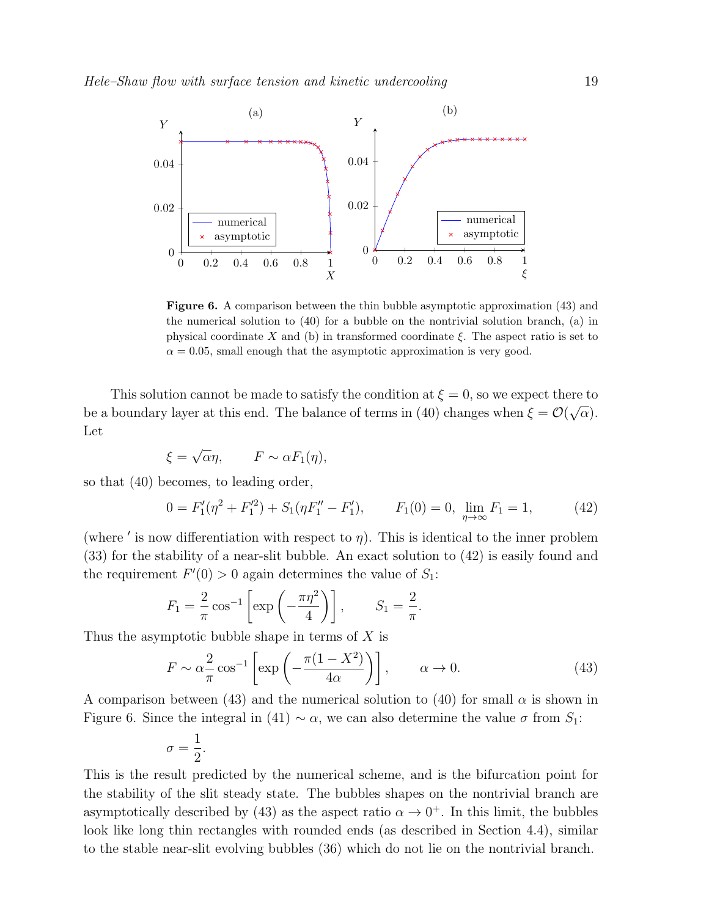Figure 6. A comparison between the thin bubble asymptotic approximation (43) and the numerical solution to (40) for a bubble on the nontrivial solution branch, (a) in physical coordinate $X$ and (b) in transformed coordinate $\xi$. The aspect ratio is set to $\alpha = 0.05$, small enough that the asymptotic approximation is very good.

This solution cannot be made to satisfy the condition at $\xi = 0$, so we expect there to be a boundary layer at this end. The balance of terms in (40) changes when $\xi = \mathcal{O}(\sqrt{\alpha})$. Let

$$\xi = \sqrt{\alpha}\eta, \qquad F \sim \alpha F_1(\eta),$$

so that (40) becomes, to leading order,

$$0 = F_1'(\eta^2 + F_1'^2) + S_1(\eta F_1'' - F_1'), \qquad F_1(0) = 0, \ \lim_{\eta\to\infty} F_1 = 1, \tag{42}$$

(where $'$ is now differentiation with respect to $\eta$). This is identical to the inner problem (33) for the stability of a near-slit bubble. An exact solution to (42) is easily found and the requirement $F'(0) > 0$ again determines the value of $S_1$:

$$F_1 = \frac{2}{\pi}\cos^{-1}\left[\exp\left(-\frac{\pi\eta^2}{4}\right)\right], \qquad S_1 = \frac{2}{\pi}.$$

Thus the asymptotic bubble shape in terms of $X$ is

$$F \sim \alpha\frac{2}{\pi}\cos^{-1}\left[\exp\left(-\frac{\pi(1-X^2)}{4\alpha}\right)\right], \qquad \alpha \to 0. \tag{43}$$

A comparison between (43) and the numerical solution to (40) for small $\alpha$ is shown in Figure 6. Since the integral in (41) $\sim \alpha$, we can also determine the value $\sigma$ from $S_1$:

$$\sigma = \frac{1}{2}.$$

This is the result predicted by the numerical scheme, and is the bifurcation point for the stability of the slit steady state. The bubbles shapes on the nontrivial branch are asymptotically described by (43) as the aspect ratio $\alpha \to 0^+$. In this limit, the bubbles look like long thin rectangles with rounded ends (as described in Section 4.4), similar to the stable near-slit evolving bubbles (36) which do not lie on the nontrivial branch.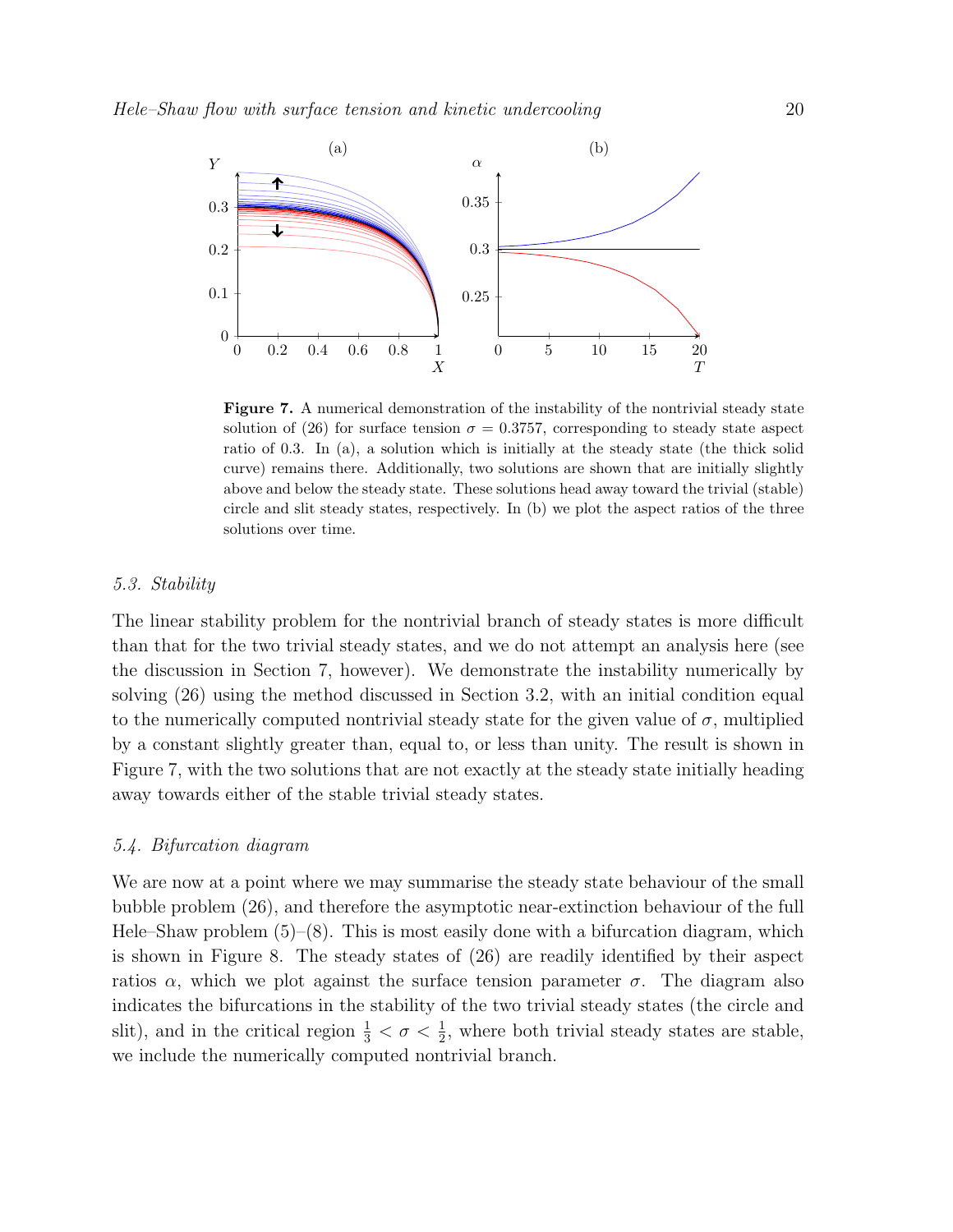**Figure 7.** A numerical demonstration of the instability of the nontrivial steady state solution of (26) for surface tension $\sigma = 0.3757$, corresponding to steady state aspect ratio of 0.3. In (a), a solution which is initially at the steady state (the thick solid curve) remains there. Additionally, two solutions are shown that are initially slightly above and below the steady state. These solutions head away toward the trivial (stable) circle and slit steady states, respectively. In (b) we plot the aspect ratios of the three solutions over time.

### 5.3. Stability

The linear stability problem for the nontrivial branch of steady states is more difficult than that for the two trivial steady states, and we do not attempt an analysis here (see the discussion in Section 7, however). We demonstrate the instability numerically by solving (26) using the method discussed in Section 3.2, with an initial condition equal to the numerically computed nontrivial steady state for the given value of $\sigma$, multiplied by a constant slightly greater than, equal to, or less than unity. The result is shown in Figure 7, with the two solutions that are not exactly at the steady state initially heading away towards either of the stable trivial steady states.

### 5.4. Bifurcation diagram

We are now at a point where we may summarise the steady state behaviour of the small bubble problem (26), and therefore the asymptotic near-extinction behaviour of the full Hele–Shaw problem (5)–(8). This is most easily done with a bifurcation diagram, which is shown in Figure 8. The steady states of (26) are readily identified by their aspect ratios $\alpha$, which we plot against the surface tension parameter $\sigma$. The diagram also indicates the bifurcations in the stability of the two trivial steady states (the circle and slit), and in the critical region $\frac{1}{3} < \sigma < \frac{1}{2}$, where both trivial steady states are stable, we include the numerically computed nontrivial branch.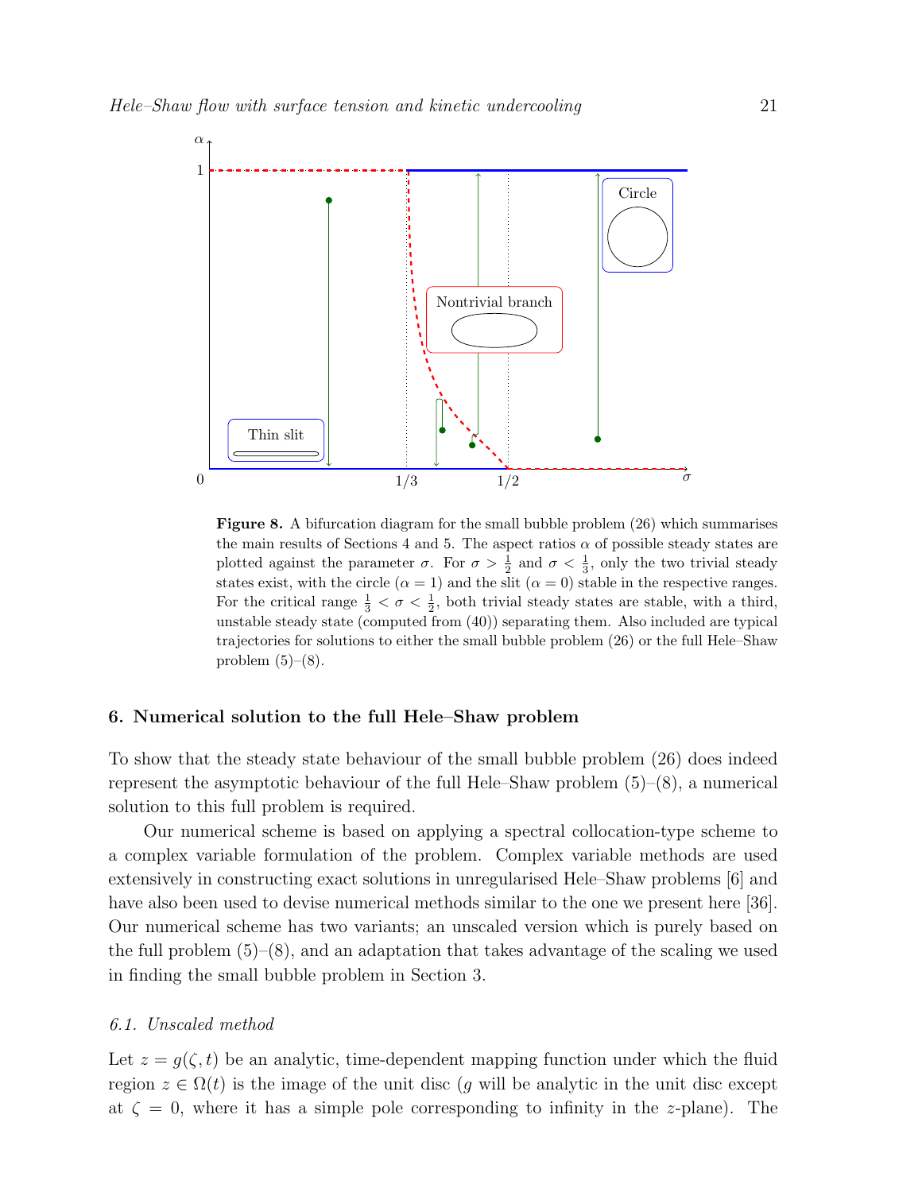**Figure 8.** A bifurcation diagram for the small bubble problem (26) which summarises the main results of Sections 4 and 5. The aspect ratios $\alpha$ of possible steady states are plotted against the parameter $\sigma$. For $\sigma > \frac{1}{2}$ and $\sigma < \frac{1}{3}$, only the two trivial steady states exist, with the circle ($\alpha = 1$) and the slit ($\alpha = 0$) stable in the respective ranges. For the critical range $\frac{1}{3} < \sigma < \frac{1}{2}$, both trivial steady states are stable, with a third, unstable steady state (computed from (40)) separating them. Also included are typical trajectories for solutions to either the small bubble problem (26) or the full Hele–Shaw problem (5)–(8).

## 6. Numerical solution to the full Hele–Shaw problem

To show that the steady state behaviour of the small bubble problem (26) does indeed represent the asymptotic behaviour of the full Hele–Shaw problem (5)–(8), a numerical solution to this full problem is required.

Our numerical scheme is based on applying a spectral collocation-type scheme to a complex variable formulation of the problem. Complex variable methods are used extensively in constructing exact solutions in unregularised Hele–Shaw problems [6] and have also been used to devise numerical methods similar to the one we present here [36]. Our numerical scheme has two variants; an unscaled version which is purely based on the full problem (5)–(8), and an adaptation that takes advantage of the scaling we used in finding the small bubble problem in Section 3.

### *6.1. Unscaled method*

Let $z = g(\zeta, t)$ be an analytic, time-dependent mapping function under which the fluid region $z \in \Omega(t)$ is the image of the unit disc ($g$ will be analytic in the unit disc except at $\zeta = 0$, where it has a simple pole corresponding to infinity in the $z$-plane). The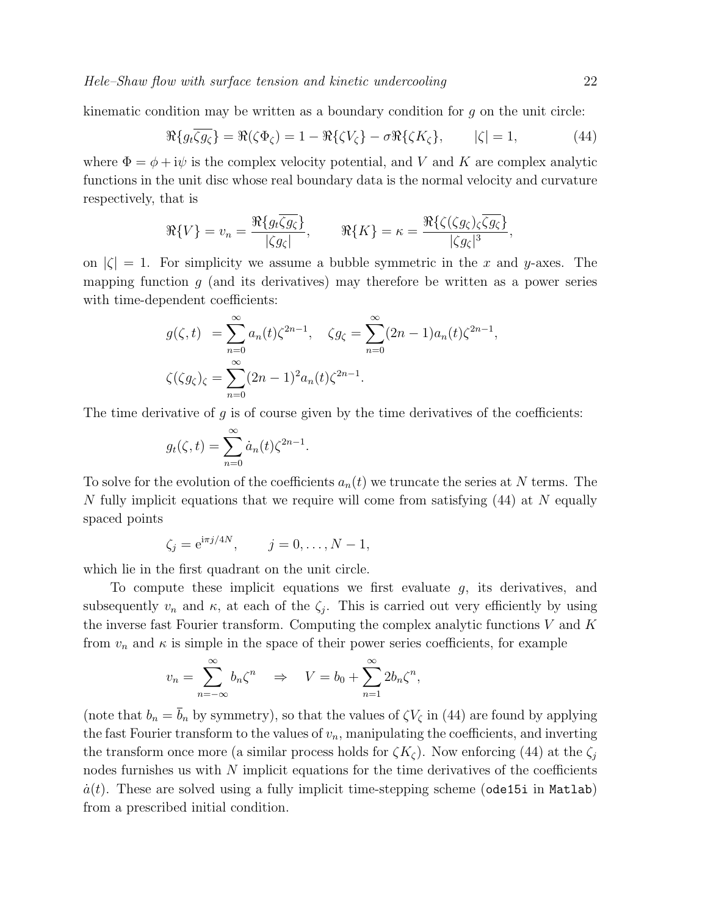kinematic condition may be written as a boundary condition for $g$ on the unit circle:

$$\Re\{g_t\overline{\zeta g_\zeta}\} = \Re(\zeta\Phi_\zeta) = 1 - \Re\{\zeta V_\zeta\} - \sigma\Re\{\zeta K_\zeta\}, \qquad |\zeta| = 1, \tag{44}$$

where $\Phi = \phi + \mathrm{i}\psi$ is the complex velocity potential, and $V$ and $K$ are complex analytic functions in the unit disc whose real boundary data is the normal velocity and curvature respectively, that is

$$\Re\{V\} = v_n = \frac{\Re\{g_t\overline{\zeta g_\zeta}\}}{|\zeta g_\zeta|}, \qquad \Re\{K\} = \kappa = \frac{\Re\{\zeta(\zeta g_\zeta)_\zeta\overline{\zeta g_\zeta}\}}{|\zeta g_\zeta|^3},$$

on $|\zeta| = 1$. For simplicity we assume a bubble symmetric in the $x$ and $y$-axes. The mapping function $g$ (and its derivatives) may therefore be written as a power series with time-dependent coefficients:

$$g(\zeta, t) = \sum_{n=0}^{\infty} a_n(t)\zeta^{2n-1}, \quad \zeta g_\zeta = \sum_{n=0}^{\infty}(2n-1)a_n(t)\zeta^{2n-1},$$

$$\zeta(\zeta g_\zeta)_\zeta = \sum_{n=0}^{\infty}(2n-1)^2 a_n(t)\zeta^{2n-1}.$$

The time derivative of $g$ is of course given by the time derivatives of the coefficients:

$$g_t(\zeta, t) = \sum_{n=0}^{\infty} \dot{a}_n(t)\zeta^{2n-1}.$$

To solve for the evolution of the coefficients $a_n(t)$ we truncate the series at $N$ terms. The $N$ fully implicit equations that we require will come from satisfying (44) at $N$ equally spaced points

$$\zeta_j = \mathrm{e}^{\mathrm{i}\pi j/4N}, \qquad j = 0, \ldots, N-1,$$

which lie in the first quadrant on the unit circle.

To compute these implicit equations we first evaluate $g$, its derivatives, and subsequently $v_n$ and $\kappa$, at each of the $\zeta_j$. This is carried out very efficiently by using the inverse fast Fourier transform. Computing the complex analytic functions $V$ and $K$ from $v_n$ and $\kappa$ is simple in the space of their power series coefficients, for example

$$v_n = \sum_{n=-\infty}^{\infty} b_n\zeta^n \quad \Rightarrow \quad V = b_0 + \sum_{n=1}^{\infty} 2b_n\zeta^n,$$

(note that $b_n = \overline{b}_n$ by symmetry), so that the values of $\zeta V_\zeta$ in (44) are found by applying the fast Fourier transform to the values of $v_n$, manipulating the coefficients, and inverting the transform once more (a similar process holds for $\zeta K_\zeta$). Now enforcing (44) at the $\zeta_j$ nodes furnishes us with $N$ implicit equations for the time derivatives of the coefficients $\dot{a}(t)$. These are solved using a fully implicit time-stepping scheme (`ode15i` in `Matlab`) from a prescribed initial condition.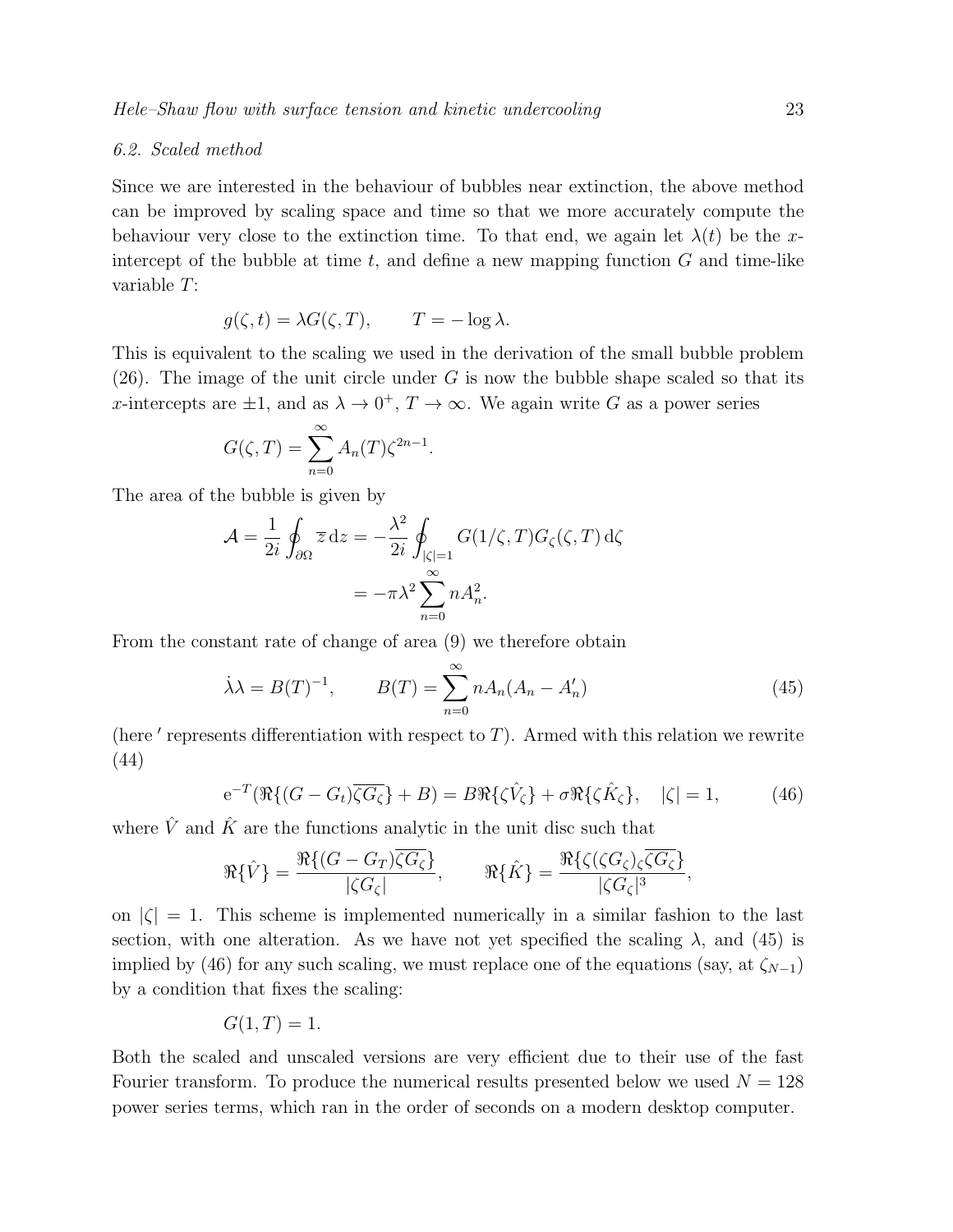### 6.2. Scaled method

Since we are interested in the behaviour of bubbles near extinction, the above method can be improved by scaling space and time so that we more accurately compute the behaviour very close to the extinction time. To that end, we again let $\lambda(t)$ be the $x$-intercept of the bubble at time $t$, and define a new mapping function $G$ and time-like variable $T$:

$$g(\zeta, t) = \lambda G(\zeta, T), \qquad T = -\log \lambda.$$

This is equivalent to the scaling we used in the derivation of the small bubble problem (26). The image of the unit circle under $G$ is now the bubble shape scaled so that its $x$-intercepts are $\pm 1$, and as $\lambda \to 0^+$, $T \to \infty$. We again write $G$ as a power series

$$G(\zeta, T) = \sum_{n=0}^{\infty} A_n(T) \zeta^{2n-1}.$$

The area of the bubble is given by

$$\begin{aligned}
\mathcal{A} = \frac{1}{2i} \oint_{\partial\Omega} \overline{z} \, \mathrm{d}z &= -\frac{\lambda^2}{2i} \oint_{|\zeta|=1} G(1/\zeta, T) G_\zeta(\zeta, T) \, \mathrm{d}\zeta \\
&= -\pi \lambda^2 \sum_{n=0}^{\infty} n A_n^2.
\end{aligned}$$

From the constant rate of change of area (9) we therefore obtain

$$\dot{\lambda}\lambda = B(T)^{-1}, \qquad B(T) = \sum_{n=0}^{\infty} n A_n (A_n - A_n') \tag{45}$$

(here $'$ represents differentiation with respect to $T$). Armed with this relation we rewrite (44)

$$\mathrm{e}^{-T}(\Re\{(G - G_t)\overline{\zeta G_\zeta}\} + B) = B \Re\{\zeta \hat{V}_\zeta\} + \sigma \Re\{\zeta \hat{K}_\zeta\}, \quad |\zeta| = 1, \tag{46}$$

where $\hat{V}$ and $\hat{K}$ are the functions analytic in the unit disc such that

$$\Re\{\hat{V}\} = \frac{\Re\{(G - G_T)\overline{\zeta G_\zeta}\}}{|\zeta G_\zeta|}, \qquad \Re\{\hat{K}\} = \frac{\Re\{\zeta(\zeta G_\zeta)_\zeta \overline{\zeta G_\zeta}\}}{|\zeta G_\zeta|^3},$$

on $|\zeta| = 1$. This scheme is implemented numerically in a similar fashion to the last section, with one alteration. As we have not yet specified the scaling $\lambda$, and (45) is implied by (46) for any such scaling, we must replace one of the equations (say, at $\zeta_{N-1}$) by a condition that fixes the scaling:

$$G(1, T) = 1.$$

Both the scaled and unscaled versions are very efficient due to their use of the fast Fourier transform. To produce the numerical results presented below we used $N = 128$ power series terms, which ran in the order of seconds on a modern desktop computer.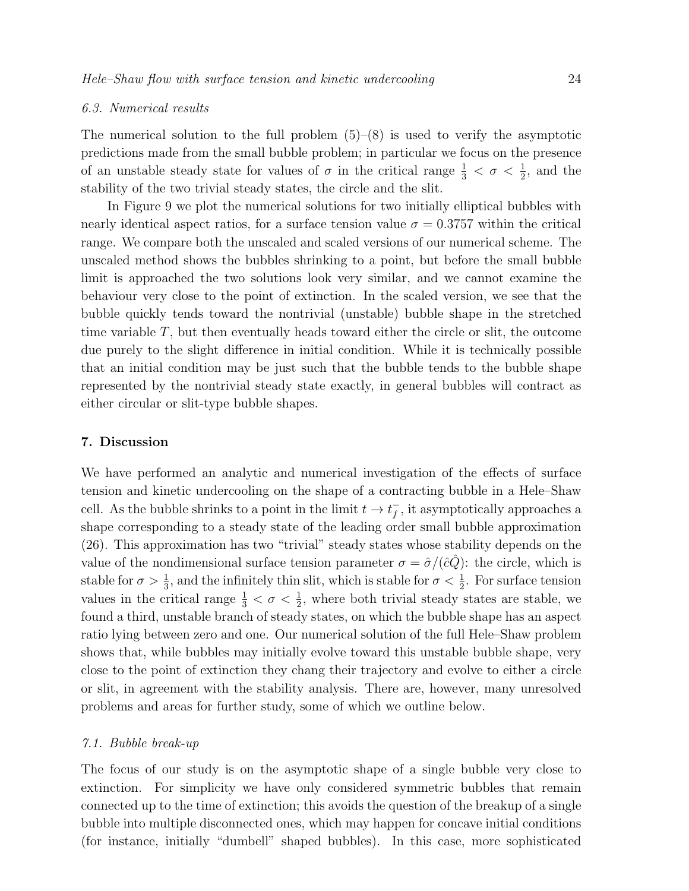### 6.3. Numerical results

The numerical solution to the full problem (5)–(8) is used to verify the asymptotic predictions made from the small bubble problem; in particular we focus on the presence of an unstable steady state for values of $\sigma$ in the critical range $\frac{1}{3} < \sigma < \frac{1}{2}$, and the stability of the two trivial steady states, the circle and the slit.

In Figure 9 we plot the numerical solutions for two initially elliptical bubbles with nearly identical aspect ratios, for a surface tension value $\sigma = 0.3757$ within the critical range. We compare both the unscaled and scaled versions of our numerical scheme. The unscaled method shows the bubbles shrinking to a point, but before the small bubble limit is approached the two solutions look very similar, and we cannot examine the behaviour very close to the point of extinction. In the scaled version, we see that the bubble quickly tends toward the nontrivial (unstable) bubble shape in the stretched time variable $T$, but then eventually heads toward either the circle or slit, the outcome due purely to the slight difference in initial condition. While it is technically possible that an initial condition may be just such that the bubble tends to the bubble shape represented by the nontrivial steady state exactly, in general bubbles will contract as either circular or slit-type bubble shapes.

## 7. Discussion

We have performed an analytic and numerical investigation of the effects of surface tension and kinetic undercooling on the shape of a contracting bubble in a Hele–Shaw cell. As the bubble shrinks to a point in the limit $t \to t_f^-$, it asymptotically approaches a shape corresponding to a steady state of the leading order small bubble approximation (26). This approximation has two "trivial" steady states whose stability depends on the value of the nondimensional surface tension parameter $\sigma = \hat{\sigma}/(\hat{c}\hat{Q})$: the circle, which is stable for $\sigma > \frac{1}{3}$, and the infinitely thin slit, which is stable for $\sigma < \frac{1}{2}$. For surface tension values in the critical range $\frac{1}{3} < \sigma < \frac{1}{2}$, where both trivial steady states are stable, we found a third, unstable branch of steady states, on which the bubble shape has an aspect ratio lying between zero and one. Our numerical solution of the full Hele–Shaw problem shows that, while bubbles may initially evolve toward this unstable bubble shape, very close to the point of extinction they chang their trajectory and evolve to either a circle or slit, in agreement with the stability analysis. There are, however, many unresolved problems and areas for further study, some of which we outline below.

### 7.1. Bubble break-up

The focus of our study is on the asymptotic shape of a single bubble very close to extinction. For simplicity we have only considered symmetric bubbles that remain connected up to the time of extinction; this avoids the question of the breakup of a single bubble into multiple disconnected ones, which may happen for concave initial conditions (for instance, initially "dumbell" shaped bubbles). In this case, more sophisticated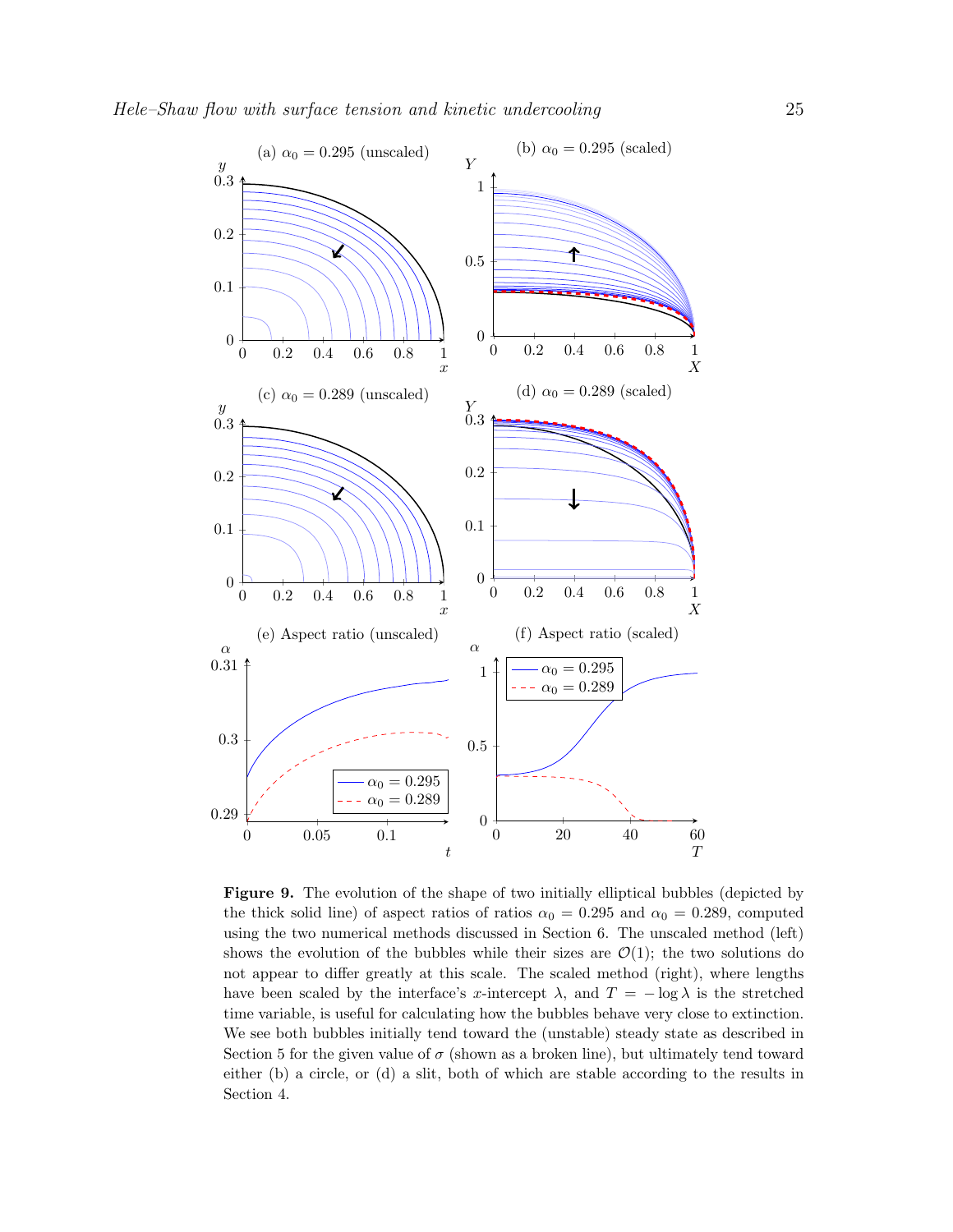**Figure 9.** The evolution of the shape of two initially elliptical bubbles (depicted by the thick solid line) of aspect ratios of ratios $\alpha_0 = 0.295$ and $\alpha_0 = 0.289$, computed using the two numerical methods discussed in Section 6. The unscaled method (left) shows the evolution of the bubbles while their sizes are $\mathcal{O}(1)$; the two solutions do not appear to differ greatly at this scale. The scaled method (right), where lengths have been scaled by the interface's $x$-intercept $\lambda$, and $T = -\log \lambda$ is the stretched time variable, is useful for calculating how the bubbles behave very close to extinction. We see both bubbles initially tend toward the (unstable) steady state as described in Section 5 for the given value of $\sigma$ (shown as a broken line), but ultimately tend toward either (b) a circle, or (d) a slit, both of which are stable according to the results in Section 4.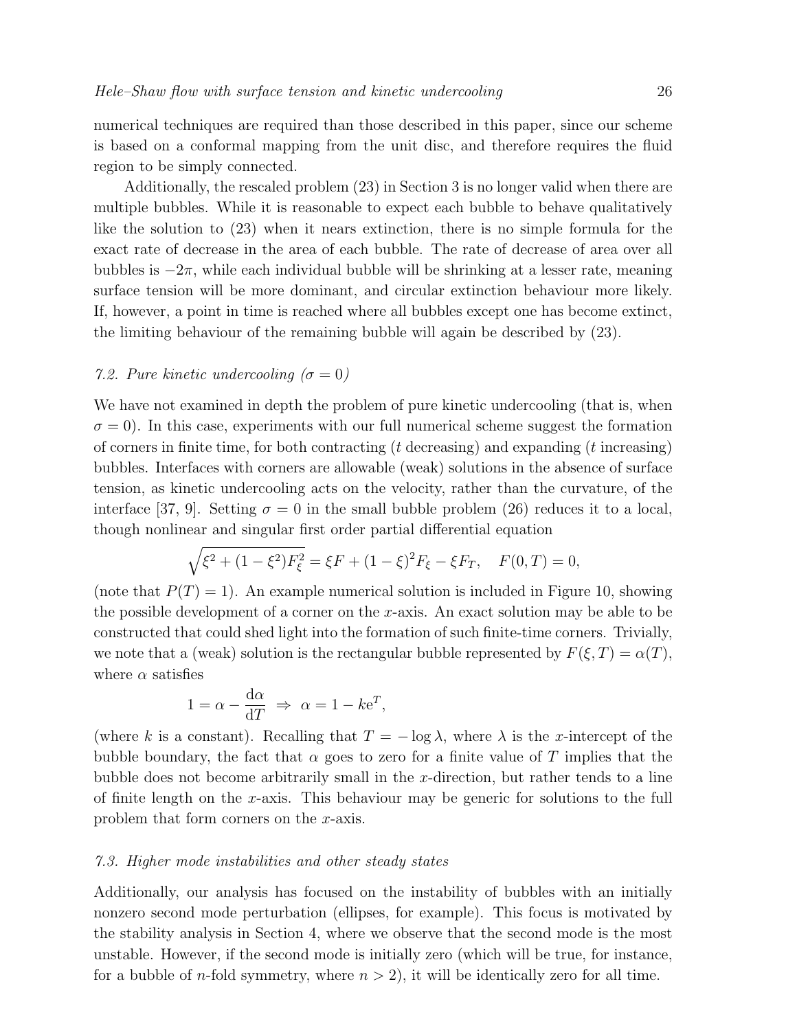numerical techniques are required than those described in this paper, since our scheme is based on a conformal mapping from the unit disc, and therefore requires the fluid region to be simply connected.

Additionally, the rescaled problem (23) in Section 3 is no longer valid when there are multiple bubbles. While it is reasonable to expect each bubble to behave qualitatively like the solution to (23) when it nears extinction, there is no simple formula for the exact rate of decrease in the area of each bubble. The rate of decrease of area over all bubbles is $-2\pi$, while each individual bubble will be shrinking at a lesser rate, meaning surface tension will be more dominant, and circular extinction behaviour more likely. If, however, a point in time is reached where all bubbles except one has become extinct, the limiting behaviour of the remaining bubble will again be described by (23).

### *7.2. Pure kinetic undercooling ($\sigma = 0$)*

We have not examined in depth the problem of pure kinetic undercooling (that is, when $\sigma = 0$). In this case, experiments with our full numerical scheme suggest the formation of corners in finite time, for both contracting ($t$ decreasing) and expanding ($t$ increasing) bubbles. Interfaces with corners are allowable (weak) solutions in the absence of surface tension, as kinetic undercooling acts on the velocity, rather than the curvature, of the interface [37, 9]. Setting $\sigma = 0$ in the small bubble problem (26) reduces it to a local, though nonlinear and singular first order partial differential equation

$$\sqrt{\xi^2 + (1 - \xi^2)F_\xi^2} = \xi F + (1 - \xi)^2 F_\xi - \xi F_T, \quad F(0, T) = 0,$$

(note that $P(T) = 1$). An example numerical solution is included in Figure 10, showing the possible development of a corner on the $x$-axis. An exact solution may be able to be constructed that could shed light into the formation of such finite-time corners. Trivially, we note that a (weak) solution is the rectangular bubble represented by $F(\xi, T) = \alpha(T)$, where $\alpha$ satisfies

$$1 = \alpha - \frac{\mathrm{d}\alpha}{\mathrm{d}T} \;\Rightarrow\; \alpha = 1 - k\mathrm{e}^T,$$

(where $k$ is a constant). Recalling that $T = -\log \lambda$, where $\lambda$ is the $x$-intercept of the bubble boundary, the fact that $\alpha$ goes to zero for a finite value of $T$ implies that the bubble does not become arbitrarily small in the $x$-direction, but rather tends to a line of finite length on the $x$-axis. This behaviour may be generic for solutions to the full problem that form corners on the $x$-axis.

### *7.3. Higher mode instabilities and other steady states*

Additionally, our analysis has focused on the instability of bubbles with an initially nonzero second mode perturbation (ellipses, for example). This focus is motivated by the stability analysis in Section 4, where we observe that the second mode is the most unstable. However, if the second mode is initially zero (which will be true, for instance, for a bubble of $n$-fold symmetry, where $n > 2$), it will be identically zero for all time.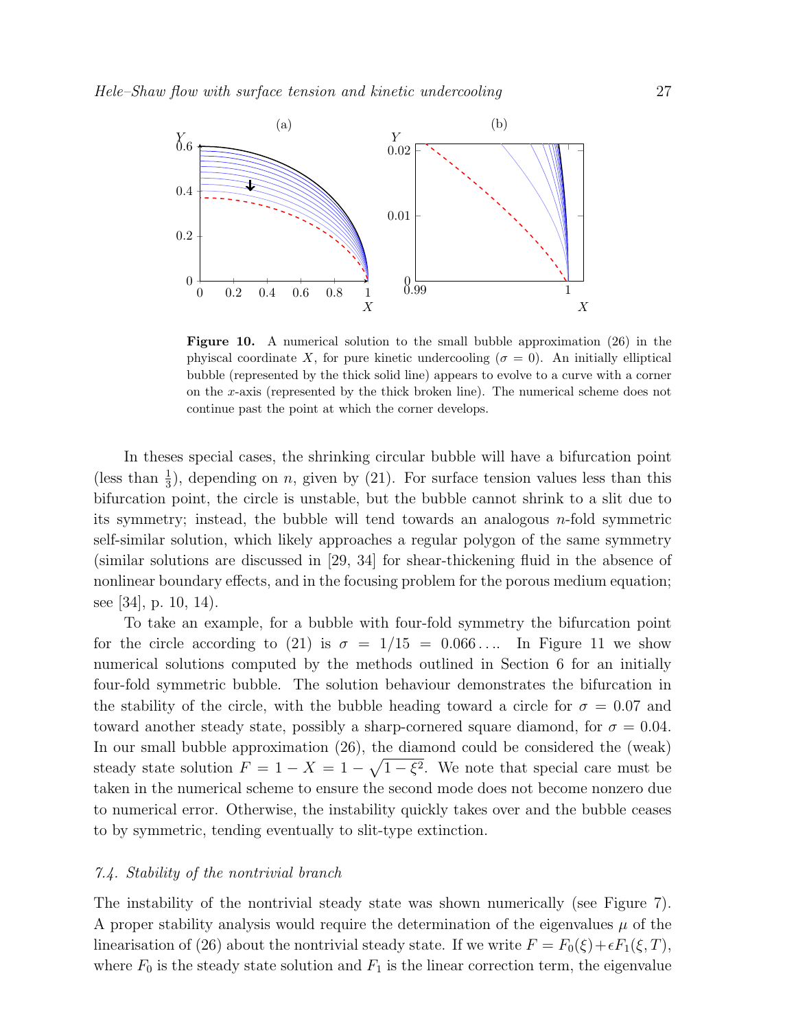**Figure 10.** A numerical solution to the small bubble approximation (26) in the phyiscal coordinate $X$, for pure kinetic undercooling ($\sigma = 0$). An initially elliptical bubble (represented by the thick solid line) appears to evolve to a curve with a corner on the $x$-axis (represented by the thick broken line). The numerical scheme does not continue past the point at which the corner develops.

In theses special cases, the shrinking circular bubble will have a bifurcation point (less than $\frac{1}{3}$), depending on $n$, given by (21). For surface tension values less than this bifurcation point, the circle is unstable, but the bubble cannot shrink to a slit due to its symmetry; instead, the bubble will tend towards an analogous $n$-fold symmetric self-similar solution, which likely approaches a regular polygon of the same symmetry (similar solutions are discussed in [29, 34] for shear-thickening fluid in the absence of nonlinear boundary effects, and in the focusing problem for the porous medium equation; see [34], p. 10, 14).

To take an example, for a bubble with four-fold symmetry the bifurcation point for the circle according to (21) is $\sigma = 1/15 = 0.066\ldots$. In Figure 11 we show numerical solutions computed by the methods outlined in Section 6 for an initially four-fold symmetric bubble. The solution behaviour demonstrates the bifurcation in the stability of the circle, with the bubble heading toward a circle for $\sigma = 0.07$ and toward another steady state, possibly a sharp-cornered square diamond, for $\sigma = 0.04$. In our small bubble approximation (26), the diamond could be considered the (weak) steady state solution $F = 1 - X = 1 - \sqrt{1-\xi^2}$. We note that special care must be taken in the numerical scheme to ensure the second mode does not become nonzero due to numerical error. Otherwise, the instability quickly takes over and the bubble ceases to by symmetric, tending eventually to slit-type extinction.

### 7.4. Stability of the nontrivial branch

The instability of the nontrivial steady state was shown numerically (see Figure 7). A proper stability analysis would require the determination of the eigenvalues $\mu$ of the linearisation of (26) about the nontrivial steady state. If we write $F = F_0(\xi) + \epsilon F_1(\xi, T)$, where $F_0$ is the steady state solution and $F_1$ is the linear correction term, the eigenvalue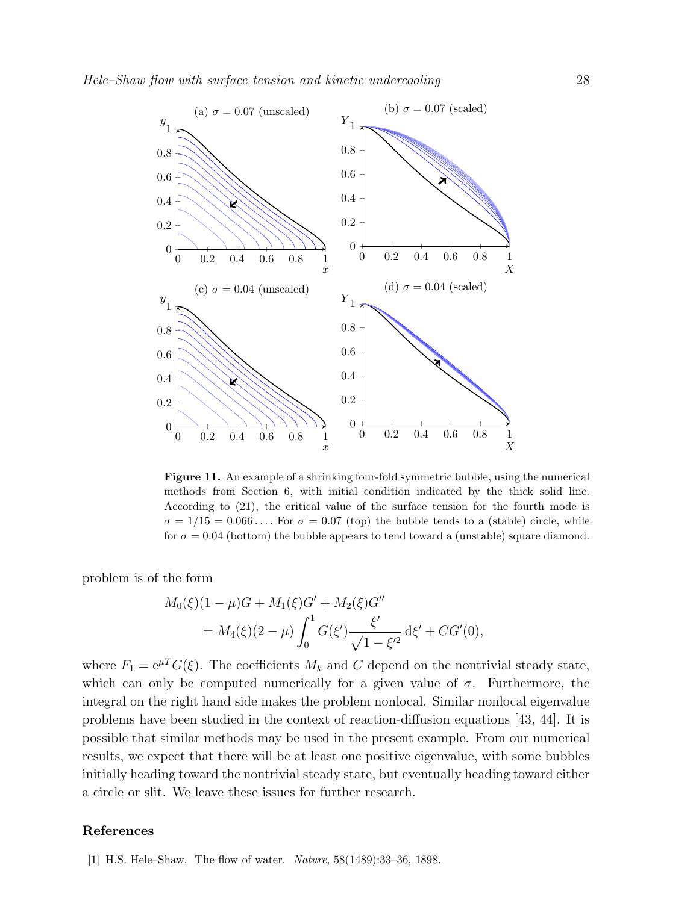**Figure 11.** An example of a shrinking four-fold symmetric bubble, using the numerical methods from Section 6, with initial condition indicated by the thick solid line. According to (21), the critical value of the surface tension for the fourth mode is $\sigma = 1/15 = 0.066\ldots$. For $\sigma = 0.07$ (top) the bubble tends to a (stable) circle, while for $\sigma = 0.04$ (bottom) the bubble appears to tend toward a (unstable) square diamond.

problem is of the form

$$M_0(\xi)(1-\mu)G + M_1(\xi)G' + M_2(\xi)G'' \\ = M_4(\xi)(2-\mu)\int_0^1 G(\xi')\frac{\xi'}{\sqrt{1-\xi'^2}}\,\mathrm{d}\xi' + CG'(0),$$

where $F_1 = \mathrm{e}^{\mu T}G(\xi)$. The coefficients $M_k$ and $C$ depend on the nontrivial steady state, which can only be computed numerically for a given value of $\sigma$. Furthermore, the integral on the right hand side makes the problem nonlocal. Similar nonlocal eigenvalue problems have been studied in the context of reaction-diffusion equations [43, 44]. It is possible that similar methods may be used in the present example. From our numerical results, we expect that there will be at least one positive eigenvalue, with some bubbles initially heading toward the nontrivial steady state, but eventually heading toward either a circle or slit. We leave these issues for further research.

## References

[1] H.S. Hele–Shaw. The flow of water. *Nature*, 58(1489):33–36, 1898.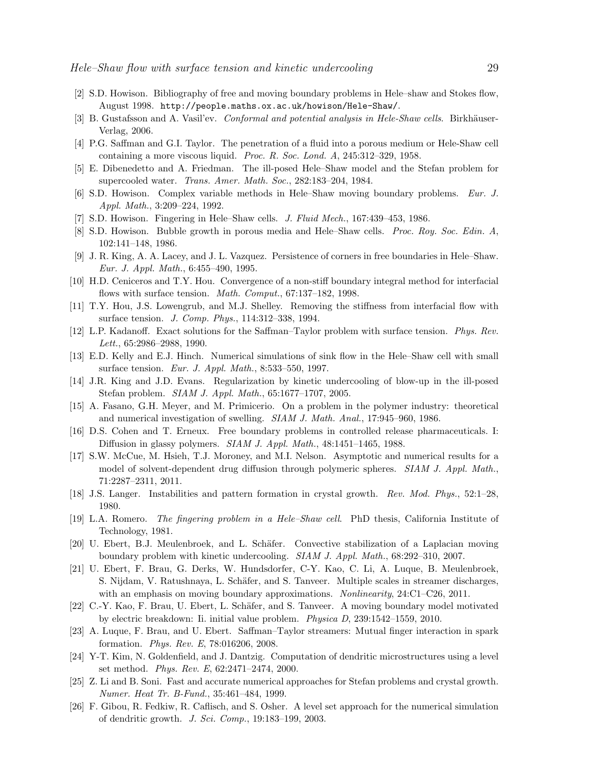[2] S.D. Howison. Bibliography of free and moving boundary problems in Hele–shaw and Stokes flow, August 1998. `http://people.maths.ox.ac.uk/howison/Hele-Shaw/`.

[3] B. Gustafsson and A. Vasil'ev. *Conformal and potential analysis in Hele-Shaw cells*. Birkhäuser-Verlag, 2006.

[4] P.G. Saffman and G.I. Taylor. The penetration of a fluid into a porous medium or Hele-Shaw cell containing a more viscous liquid. *Proc. R. Soc. Lond. A*, 245:312–329, 1958.

[5] E. Dibenedetto and A. Friedman. The ill-posed Hele–Shaw model and the Stefan problem for supercooled water. *Trans. Amer. Math. Soc.*, 282:183–204, 1984.

[6] S.D. Howison. Complex variable methods in Hele–Shaw moving boundary problems. *Eur. J. Appl. Math.*, 3:209–224, 1992.

[7] S.D. Howison. Fingering in Hele–Shaw cells. *J. Fluid Mech.*, 167:439–453, 1986.

[8] S.D. Howison. Bubble growth in porous media and Hele–Shaw cells. *Proc. Roy. Soc. Edin. A*, 102:141–148, 1986.

[9] J. R. King, A. A. Lacey, and J. L. Vazquez. Persistence of corners in free boundaries in Hele–Shaw. *Eur. J. Appl. Math.*, 6:455–490, 1995.

[10] H.D. Ceniceros and T.Y. Hou. Convergence of a non-stiff boundary integral method for interfacial flows with surface tension. *Math. Comput.*, 67:137–182, 1998.

[11] T.Y. Hou, J.S. Lowengrub, and M.J. Shelley. Removing the stiffness from interfacial flow with surface tension. *J. Comp. Phys.*, 114:312–338, 1994.

[12] L.P. Kadanoff. Exact solutions for the Saffman–Taylor problem with surface tension. *Phys. Rev. Lett.*, 65:2986–2988, 1990.

[13] E.D. Kelly and E.J. Hinch. Numerical simulations of sink flow in the Hele–Shaw cell with small surface tension. *Eur. J. Appl. Math.*, 8:533–550, 1997.

[14] J.R. King and J.D. Evans. Regularization by kinetic undercooling of blow-up in the ill-posed Stefan problem. *SIAM J. Appl. Math.*, 65:1677–1707, 2005.

[15] A. Fasano, G.H. Meyer, and M. Primicerio. On a problem in the polymer industry: theoretical and numerical investigation of swelling. *SIAM J. Math. Anal.*, 17:945–960, 1986.

[16] D.S. Cohen and T. Erneux. Free boundary problems in controlled release pharmaceuticals. I: Diffusion in glassy polymers. *SIAM J. Appl. Math.*, 48:1451–1465, 1988.

[17] S.W. McCue, M. Hsieh, T.J. Moroney, and M.I. Nelson. Asymptotic and numerical results for a model of solvent-dependent drug diffusion through polymeric spheres. *SIAM J. Appl. Math.*, 71:2287–2311, 2011.

[18] J.S. Langer. Instabilities and pattern formation in crystal growth. *Rev. Mod. Phys.*, 52:1–28, 1980.

[19] L.A. Romero. *The fingering problem in a Hele–Shaw cell*. PhD thesis, California Institute of Technology, 1981.

[20] U. Ebert, B.J. Meulenbroek, and L. Schäfer. Convective stabilization of a Laplacian moving boundary problem with kinetic undercooling. *SIAM J. Appl. Math.*, 68:292–310, 2007.

[21] U. Ebert, F. Brau, G. Derks, W. Hundsdorfer, C-Y. Kao, C. Li, A. Luque, B. Meulenbroek, S. Nijdam, V. Ratushnaya, L. Schäfer, and S. Tanveer. Multiple scales in streamer discharges, with an emphasis on moving boundary approximations. *Nonlinearity*, 24:C1–C26, 2011.

[22] C.-Y. Kao, F. Brau, U. Ebert, L. Schäfer, and S. Tanveer. A moving boundary model motivated by electric breakdown: Ii. initial value problem. *Physica D*, 239:1542–1559, 2010.

[23] A. Luque, F. Brau, and U. Ebert. Saffman–Taylor streamers: Mutual finger interaction in spark formation. *Phys. Rev. E*, 78:016206, 2008.

[24] Y-T. Kim, N. Goldenfield, and J. Dantzig. Computation of dendritic microstructures using a level set method. *Phys. Rev. E*, 62:2471–2474, 2000.

[25] Z. Li and B. Soni. Fast and accurate numerical approaches for Stefan problems and crystal growth. *Numer. Heat Tr. B-Fund.*, 35:461–484, 1999.

[26] F. Gibou, R. Fedkiw, R. Caflisch, and S. Osher. A level set approach for the numerical simulation of dendritic growth. *J. Sci. Comp.*, 19:183–199, 2003.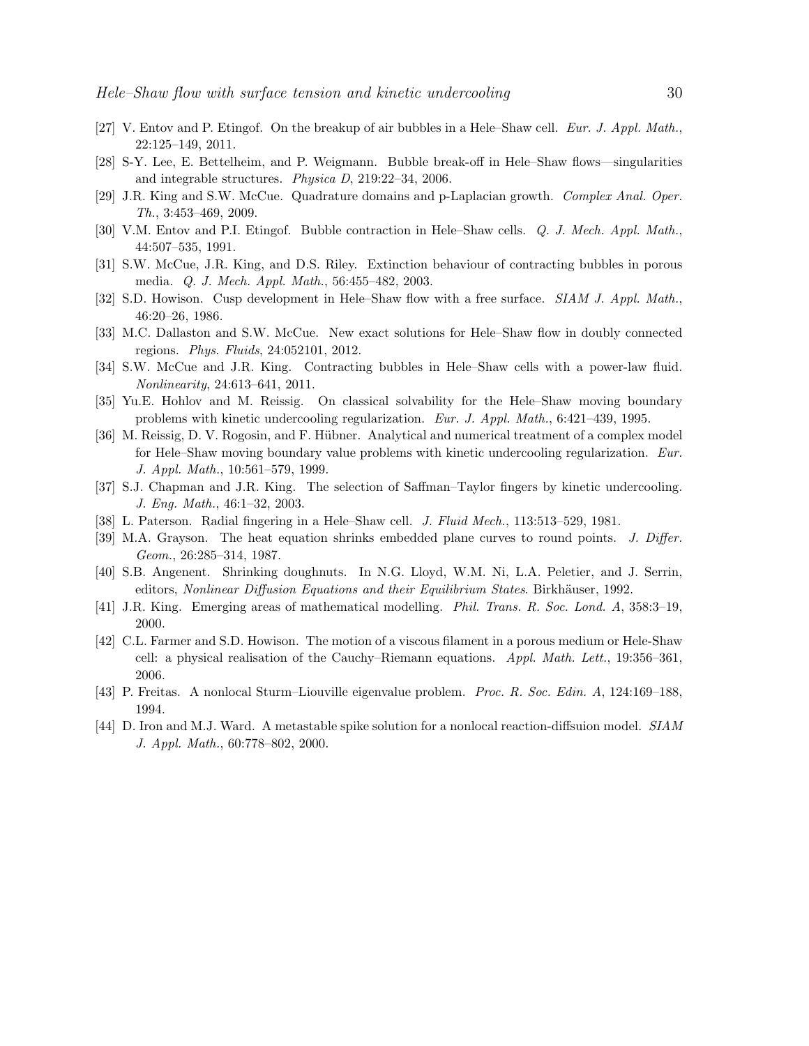[27] V. Entov and P. Etingof. On the breakup of air bubbles in a Hele–Shaw cell. *Eur. J. Appl. Math.*, 22:125–149, 2011.

[28] S-Y. Lee, E. Bettelheim, and P. Weigmann. Bubble break-off in Hele–Shaw flows—singularities and integrable structures. *Physica D*, 219:22–34, 2006.

[29] J.R. King and S.W. McCue. Quadrature domains and p-Laplacian growth. *Complex Anal. Oper. Th.*, 3:453–469, 2009.

[30] V.M. Entov and P.I. Etingof. Bubble contraction in Hele–Shaw cells. *Q. J. Mech. Appl. Math.*, 44:507–535, 1991.

[31] S.W. McCue, J.R. King, and D.S. Riley. Extinction behaviour of contracting bubbles in porous media. *Q. J. Mech. Appl. Math.*, 56:455–482, 2003.

[32] S.D. Howison. Cusp development in Hele–Shaw flow with a free surface. *SIAM J. Appl. Math.*, 46:20–26, 1986.

[33] M.C. Dallaston and S.W. McCue. New exact solutions for Hele–Shaw flow in doubly connected regions. *Phys. Fluids*, 24:052101, 2012.

[34] S.W. McCue and J.R. King. Contracting bubbles in Hele–Shaw cells with a power-law fluid. *Nonlinearity*, 24:613–641, 2011.

[35] Yu.E. Hohlov and M. Reissig. On classical solvability for the Hele–Shaw moving boundary problems with kinetic undercooling regularization. *Eur. J. Appl. Math.*, 6:421–439, 1995.

[36] M. Reissig, D. V. Rogosin, and F. Hübner. Analytical and numerical treatment of a complex model for Hele–Shaw moving boundary value problems with kinetic undercooling regularization. *Eur. J. Appl. Math.*, 10:561–579, 1999.

[37] S.J. Chapman and J.R. King. The selection of Saffman–Taylor fingers by kinetic undercooling. *J. Eng. Math.*, 46:1–32, 2003.

[38] L. Paterson. Radial fingering in a Hele–Shaw cell. *J. Fluid Mech.*, 113:513–529, 1981.

[39] M.A. Grayson. The heat equation shrinks embedded plane curves to round points. *J. Differ. Geom.*, 26:285–314, 1987.

[40] S.B. Angenent. Shrinking doughnuts. In N.G. Lloyd, W.M. Ni, L.A. Peletier, and J. Serrin, editors, *Nonlinear Diffusion Equations and their Equilibrium States*. Birkhäuser, 1992.

[41] J.R. King. Emerging areas of mathematical modelling. *Phil. Trans. R. Soc. Lond. A*, 358:3–19, 2000.

[42] C.L. Farmer and S.D. Howison. The motion of a viscous filament in a porous medium or Hele-Shaw cell: a physical realisation of the Cauchy–Riemann equations. *Appl. Math. Lett.*, 19:356–361, 2006.

[43] P. Freitas. A nonlocal Sturm–Liouville eigenvalue problem. *Proc. R. Soc. Edin. A*, 124:169–188, 1994.

[44] D. Iron and M.J. Ward. A metastable spike solution for a nonlocal reaction-diffsuion model. *SIAM J. Appl. Math.*, 60:778–802, 2000.